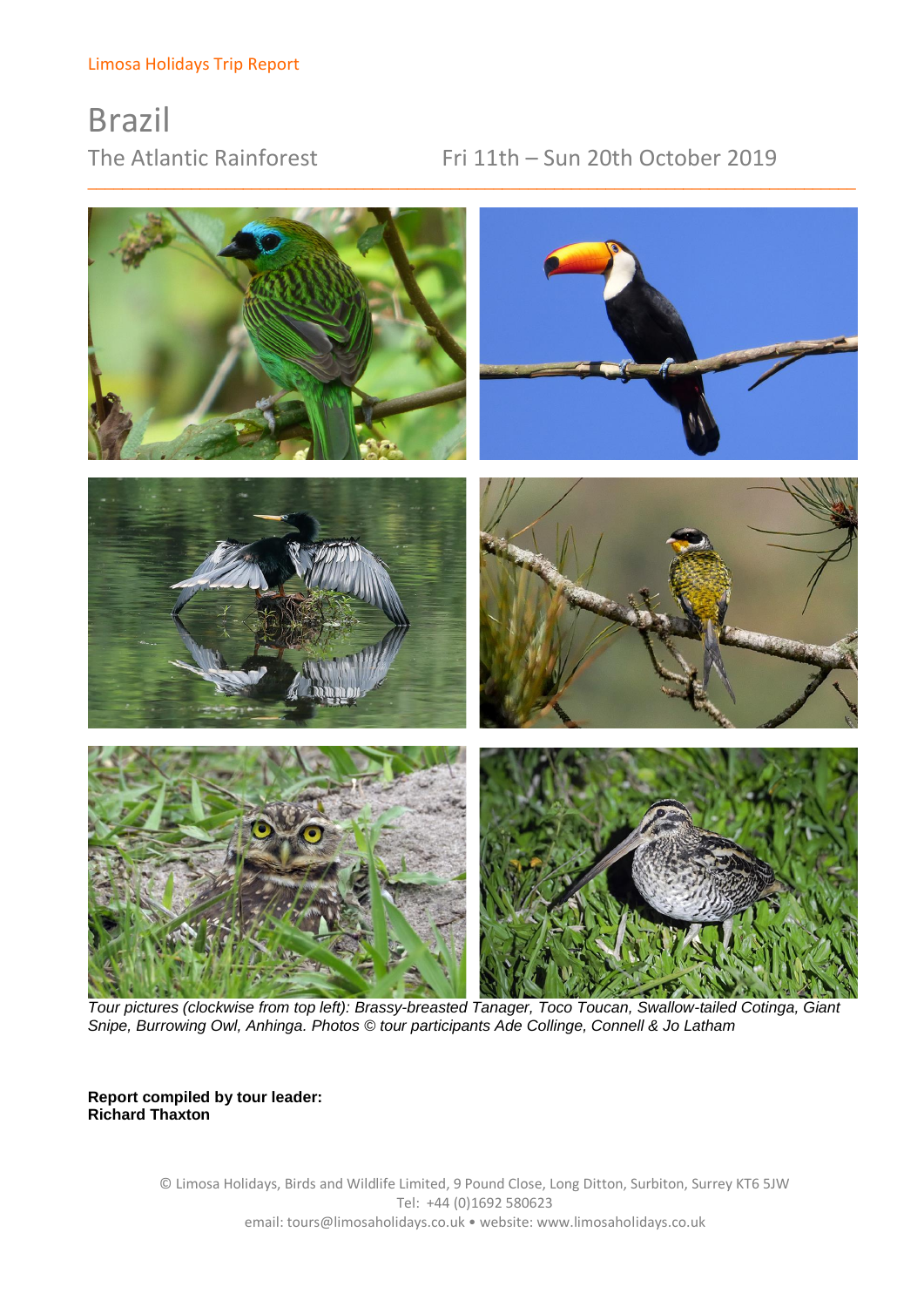Limosa Holidays Trip Report

# Brazil

## The Atlantic Rainforest

Fri 11th – Sun 20th October 2019

*Tour pictures (clockwise from top left): Brassy-breasted Tanager, Toco Toucan, Swallow-tailed Cotinga, Giant Snipe, Burrowing Owl, Anhinga. Photos © tour participants Ade Collinge, Connell & Jo Latham*

**Report compiled by tour leader:**
**Richard Thaxton**

© Limosa Holidays, Birds and Wildlife Limited, 9 Pound Close, Long Ditton, Surbiton, Surrey KT6 5JW
Tel: +44 (0)1692 580623
email: tours@limosaholidays.co.uk • website: www.limosaholidays.co.uk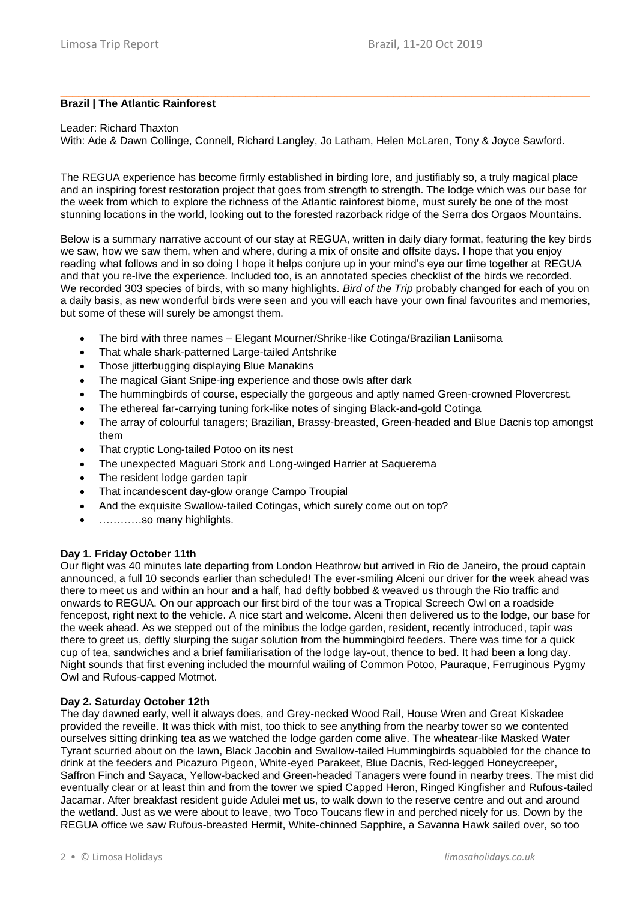**Brazil | The Atlantic Rainforest**

Leader: Richard Thaxton
With: Ade & Dawn Collinge, Connell, Richard Langley, Jo Latham, Helen McLaren, Tony & Joyce Sawford.

The REGUA experience has become firmly established in birding lore, and justifiably so, a truly magical place and an inspiring forest restoration project that goes from strength to strength. The lodge which was our base for the week from which to explore the richness of the Atlantic rainforest biome, must surely be one of the most stunning locations in the world, looking out to the forested razorback ridge of the Serra dos Orgaos Mountains.

Below is a summary narrative account of our stay at REGUA, written in daily diary format, featuring the key birds we saw, how we saw them, when and where, during a mix of onsite and offsite days. I hope that you enjoy reading what follows and in so doing I hope it helps conjure up in your mind's eye our time together at REGUA and that you re-live the experience. Included too, is an annotated species checklist of the birds we recorded. We recorded 303 species of birds, with so many highlights. *Bird of the Trip* probably changed for each of you on a daily basis, as new wonderful birds were seen and you will each have your own final favourites and memories, but some of these will surely be amongst them.

- The bird with three names – Elegant Mourner/Shrike-like Cotinga/Brazilian Laniisoma
- That whale shark-patterned Large-tailed Antshrike
- Those jitterbugging displaying Blue Manakins
- The magical Giant Snipe-ing experience and those owls after dark
- The hummingbirds of course, especially the gorgeous and aptly named Green-crowned Plovercrest.
- The ethereal far-carrying tuning fork-like notes of singing Black-and-gold Cotinga
- The array of colourful tanagers; Brazilian, Brassy-breasted, Green-headed and Blue Dacnis top amongst them
- That cryptic Long-tailed Potoo on its nest
- The unexpected Maguari Stork and Long-winged Harrier at Saquerema
- The resident lodge garden tapir
- That incandescent day-glow orange Campo Troupial
- And the exquisite Swallow-tailed Cotingas, which surely come out on top?
- …………so many highlights.

**Day 1. Friday October 11th**

Our flight was 40 minutes late departing from London Heathrow but arrived in Rio de Janeiro, the proud captain announced, a full 10 seconds earlier than scheduled! The ever-smiling Alceni our driver for the week ahead was there to meet us and within an hour and a half, had deftly bobbed & weaved us through the Rio traffic and onwards to REGUA. On our approach our first bird of the tour was a Tropical Screech Owl on a roadside fencepost, right next to the vehicle. A nice start and welcome. Alceni then delivered us to the lodge, our base for the week ahead. As we stepped out of the minibus the lodge garden, resident, recently introduced, tapir was there to greet us, deftly slurping the sugar solution from the hummingbird feeders. There was time for a quick cup of tea, sandwiches and a brief familiarisation of the lodge lay-out, thence to bed. It had been a long day. Night sounds that first evening included the mournful wailing of Common Potoo, Pauraque, Ferruginous Pygmy Owl and Rufous-capped Motmot.

**Day 2. Saturday October 12th**

The day dawned early, well it always does, and Grey-necked Wood Rail, House Wren and Great Kiskadee provided the reveille. It was thick with mist, too thick to see anything from the nearby tower so we contented ourselves sitting drinking tea as we watched the lodge garden come alive. The wheatear-like Masked Water Tyrant scurried about on the lawn, Black Jacobin and Swallow-tailed Hummingbirds squabbled for the chance to drink at the feeders and Picazuro Pigeon, White-eyed Parakeet, Blue Dacnis, Red-legged Honeycreeper, Saffron Finch and Sayaca, Yellow-backed and Green-headed Tanagers were found in nearby trees. The mist did eventually clear or at least thin and from the tower we spied Capped Heron, Ringed Kingfisher and Rufous-tailed Jacamar. After breakfast resident guide Adulei met us, to walk down to the reserve centre and out and around the wetland. Just as we were about to leave, two Toco Toucans flew in and perched nicely for us. Down by the REGUA office we saw Rufous-breasted Hermit, White-chinned Sapphire, a Savanna Hawk sailed over, so too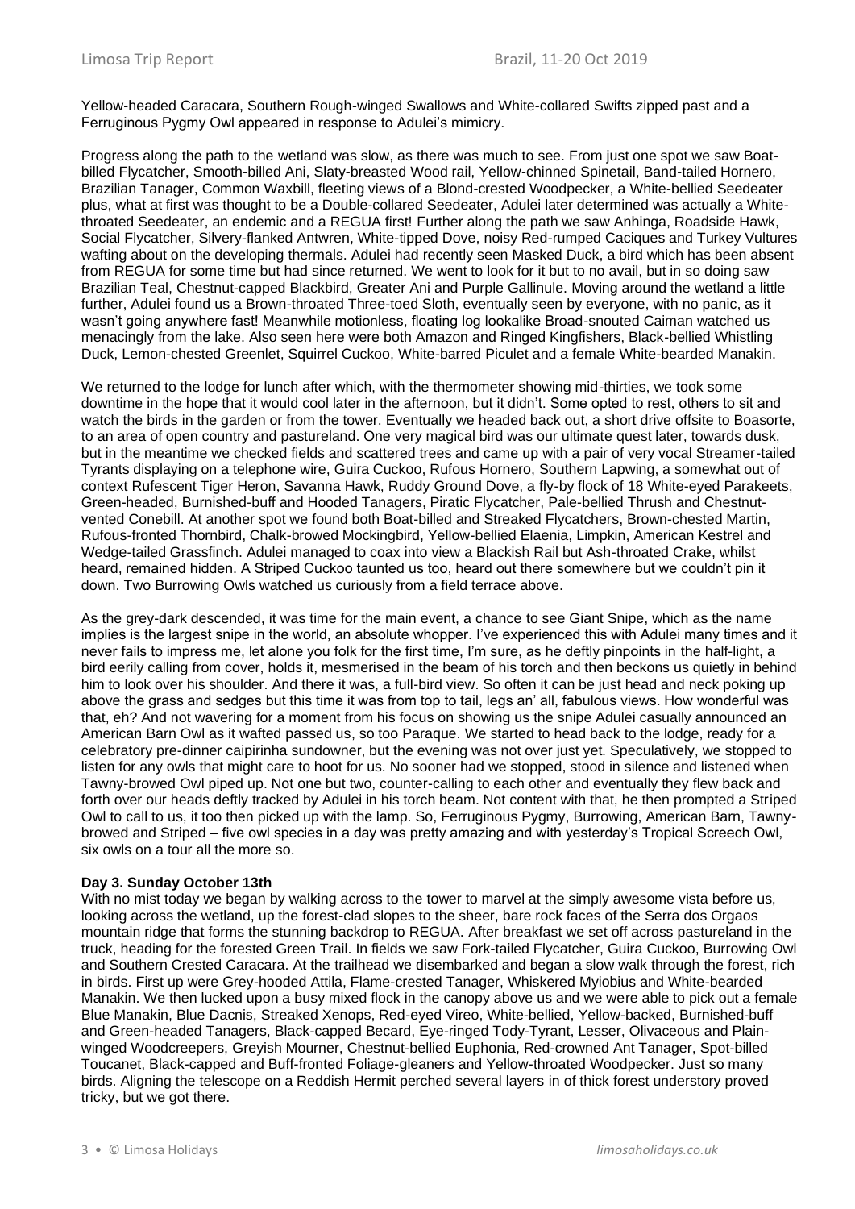Yellow-headed Caracara, Southern Rough-winged Swallows and White-collared Swifts zipped past and a Ferruginous Pygmy Owl appeared in response to Adulei's mimicry.

Progress along the path to the wetland was slow, as there was much to see. From just one spot we saw Boat-billed Flycatcher, Smooth-billed Ani, Slaty-breasted Wood rail, Yellow-chinned Spinetail, Band-tailed Hornero, Brazilian Tanager, Common Waxbill, fleeting views of a Blond-crested Woodpecker, a White-bellied Seedeater plus, what at first was thought to be a Double-collared Seedeater, Adulei later determined was actually a White-throated Seedeater, an endemic and a REGUA first! Further along the path we saw Anhinga, Roadside Hawk, Social Flycatcher, Silvery-flanked Antwren, White-tipped Dove, noisy Red-rumped Caciques and Turkey Vultures wafting about on the developing thermals. Adulei had recently seen Masked Duck, a bird which has been absent from REGUA for some time but had since returned. We went to look for it but to no avail, but in so doing saw Brazilian Teal, Chestnut-capped Blackbird, Greater Ani and Purple Gallinule. Moving around the wetland a little further, Adulei found us a Brown-throated Three-toed Sloth, eventually seen by everyone, with no panic, as it wasn't going anywhere fast! Meanwhile motionless, floating log lookalike Broad-snouted Caiman watched us menacingly from the lake. Also seen here were both Amazon and Ringed Kingfishers, Black-bellied Whistling Duck, Lemon-chested Greenlet, Squirrel Cuckoo, White-barred Piculet and a female White-bearded Manakin.

We returned to the lodge for lunch after which, with the thermometer showing mid-thirties, we took some downtime in the hope that it would cool later in the afternoon, but it didn't. Some opted to rest, others to sit and watch the birds in the garden or from the tower. Eventually we headed back out, a short drive offsite to Boasorte, to an area of open country and pastureland. One very magical bird was our ultimate quest later, towards dusk, but in the meantime we checked fields and scattered trees and came up with a pair of very vocal Streamer-tailed Tyrants displaying on a telephone wire, Guira Cuckoo, Rufous Hornero, Southern Lapwing, a somewhat out of context Rufescent Tiger Heron, Savanna Hawk, Ruddy Ground Dove, a fly-by flock of 18 White-eyed Parakeets, Green-headed, Burnished-buff and Hooded Tanagers, Piratic Flycatcher, Pale-bellied Thrush and Chestnut-vented Conebill. At another spot we found both Boat-billed and Streaked Flycatchers, Brown-chested Martin, Rufous-fronted Thornbird, Chalk-browed Mockingbird, Yellow-bellied Elaenia, Limpkin, American Kestrel and Wedge-tailed Grassfinch. Adulei managed to coax into view a Blackish Rail but Ash-throated Crake, whilst heard, remained hidden. A Striped Cuckoo taunted us too, heard out there somewhere but we couldn't pin it down. Two Burrowing Owls watched us curiously from a field terrace above.

As the grey-dark descended, it was time for the main event, a chance to see Giant Snipe, which as the name implies is the largest snipe in the world, an absolute whopper. I've experienced this with Adulei many times and it never fails to impress me, let alone you folk for the first time, I'm sure, as he deftly pinpoints in the half-light, a bird eerily calling from cover, holds it, mesmerised in the beam of his torch and then beckons us quietly in behind him to look over his shoulder. And there it was, a full-bird view. So often it can be just head and neck poking up above the grass and sedges but this time it was from top to tail, legs an' all, fabulous views. How wonderful was that, eh? And not wavering for a moment from his focus on showing us the snipe Adulei casually announced an American Barn Owl as it wafted passed us, so too Paraque. We started to head back to the lodge, ready for a celebratory pre-dinner caipirinha sundowner, but the evening was not over just yet. Speculatively, we stopped to listen for any owls that might care to hoot for us. No sooner had we stopped, stood in silence and listened when Tawny-browed Owl piped up. Not one but two, counter-calling to each other and eventually they flew back and forth over our heads deftly tracked by Adulei in his torch beam. Not content with that, he then prompted a Striped Owl to call to us, it too then picked up with the lamp. So, Ferruginous Pygmy, Burrowing, American Barn, Tawny-browed and Striped – five owl species in a day was pretty amazing and with yesterday's Tropical Screech Owl, six owls on a tour all the more so.

**Day 3. Sunday October 13th**

With no mist today we began by walking across to the tower to marvel at the simply awesome vista before us, looking across the wetland, up the forest-clad slopes to the sheer, bare rock faces of the Serra dos Orgaos mountain ridge that forms the stunning backdrop to REGUA. After breakfast we set off across pastureland in the truck, heading for the forested Green Trail. In fields we saw Fork-tailed Flycatcher, Guira Cuckoo, Burrowing Owl and Southern Crested Caracara. At the trailhead we disembarked and began a slow walk through the forest, rich in birds. First up were Grey-hooded Attila, Flame-crested Tanager, Whiskered Myiobius and White-bearded Manakin. We then lucked upon a busy mixed flock in the canopy above us and we were able to pick out a female Blue Manakin, Blue Dacnis, Streaked Xenops, Red-eyed Vireo, White-bellied, Yellow-backed, Burnished-buff and Green-headed Tanagers, Black-capped Becard, Eye-ringed Tody-Tyrant, Lesser, Olivaceous and Plain-winged Woodcreepers, Greyish Mourner, Chestnut-bellied Euphonia, Red-crowned Ant Tanager, Spot-billed Toucanet, Black-capped and Buff-fronted Foliage-gleaners and Yellow-throated Woodpecker. Just so many birds. Aligning the telescope on a Reddish Hermit perched several layers in of thick forest understory proved tricky, but we got there.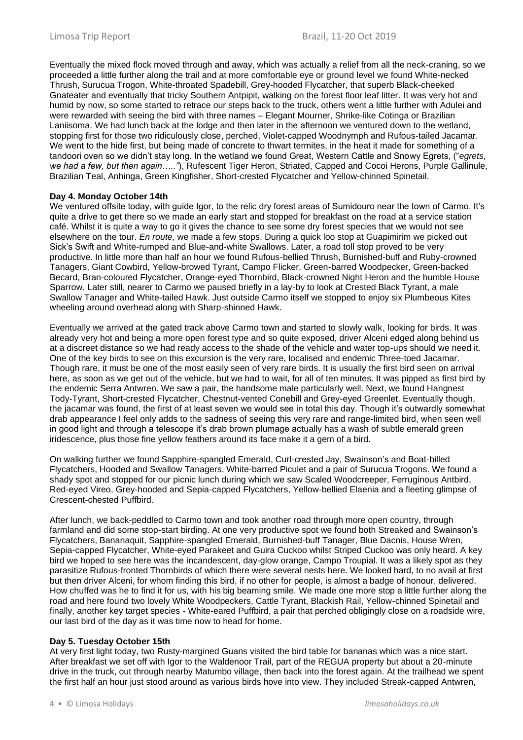Eventually the mixed flock moved through and away, which was actually a relief from all the neck-craning, so we proceeded a little further along the trail and at more comfortable eye or ground level we found White-necked Thrush, Surucua Trogon, White-throated Spadebill, Grey-hooded Flycatcher, that superb Black-cheeked Gnateater and eventually that tricky Southern Antpipit, walking on the forest floor leaf litter. It was very hot and humid by now, so some started to retrace our steps back to the truck, others went a little further with Adulei and were rewarded with seeing the bird with three names – Elegant Mourner, Shrike-like Cotinga or Brazilian Laniisoma. We had lunch back at the lodge and then later in the afternoon we ventured down to the wetland, stopping first for those two ridiculously close, perched, Violet-capped Woodnymph and Rufous-tailed Jacamar. We went to the hide first, but being made of concrete to thwart termites, in the heat it made for something of a tandoori oven so we didn't stay long. In the wetland we found Great, Western Cattle and Snowy Egrets, (*"egrets, we had a few, but then again….."*), Rufescent Tiger Heron, Striated, Capped and Cocoi Herons, Purple Gallinule, Brazilian Teal, Anhinga, Green Kingfisher, Short-crested Flycatcher and Yellow-chinned Spinetail.

**Day 4. Monday October 14th**

We ventured offsite today, with guide Igor, to the relic dry forest areas of Sumidouro near the town of Carmo. It's quite a drive to get there so we made an early start and stopped for breakfast on the road at a service station café. Whilst it is quite a way to go it gives the chance to see some dry forest species that we would not see elsewhere on the tour. *En route,* we made a few stops. During a quick loo stop at Guapimirim we picked out Sick's Swift and White-rumped and Blue-and-white Swallows. Later, a road toll stop proved to be very productive. In little more than half an hour we found Rufous-bellied Thrush, Burnished-buff and Ruby-crowned Tanagers, Giant Cowbird, Yellow-browed Tyrant, Campo Flicker, Green-barred Woodpecker, Green-backed Becard, Bran-coloured Flycatcher, Orange-eyed Thornbird, Black-crowned Night Heron and the humble House Sparrow. Later still, nearer to Carmo we paused briefly in a lay-by to look at Crested Black Tyrant, a male Swallow Tanager and White-tailed Hawk. Just outside Carmo itself we stopped to enjoy six Plumbeous Kites wheeling around overhead along with Sharp-shinned Hawk.

Eventually we arrived at the gated track above Carmo town and started to slowly walk, looking for birds. It was already very hot and being a more open forest type and so quite exposed, driver Alceni edged along behind us at a discreet distance so we had ready access to the shade of the vehicle and water top-ups should we need it. One of the key birds to see on this excursion is the very rare, localised and endemic Three-toed Jacamar. Though rare, it must be one of the most easily seen of very rare birds. It is usually the first bird seen on arrival here, as soon as we get out of the vehicle, but we had to wait, for all of ten minutes. It was pipped as first bird by the endemic Serra Antwren. We saw a pair, the handsome male particularly well. Next, we found Hangnest Tody-Tyrant, Short-crested Flycatcher, Chestnut-vented Conebill and Grey-eyed Greenlet. Eventually though, the jacamar was found, the first of at least seven we would see in total this day. Though it's outwardly somewhat drab appearance I feel only adds to the sadness of seeing this very rare and range-limited bird, when seen well in good light and through a telescope it's drab brown plumage actually has a wash of subtle emerald green iridescence, plus those fine yellow feathers around its face make it a gem of a bird.

On walking further we found Sapphire-spangled Emerald, Curl-crested Jay, Swainson's and Boat-billed Flycatchers, Hooded and Swallow Tanagers, White-barred Piculet and a pair of Surucua Trogons. We found a shady spot and stopped for our picnic lunch during which we saw Scaled Woodcreeper, Ferruginous Antbird, Red-eyed Vireo, Grey-hooded and Sepia-capped Flycatchers, Yellow-bellied Elaenia and a fleeting glimpse of Crescent-chested Puffbird.

After lunch, we back-peddled to Carmo town and took another road through more open country, through farmland and did some stop-start birding. At one very productive spot we found both Streaked and Swainson's Flycatchers, Bananaquit, Sapphire-spangled Emerald, Burnished-buff Tanager, Blue Dacnis, House Wren, Sepia-capped Flycatcher, White-eyed Parakeet and Guira Cuckoo whilst Striped Cuckoo was only heard. A key bird we hoped to see here was the incandescent, day-glow orange, Campo Troupial. It was a likely spot as they parasitize Rufous-fronted Thornbirds of which there were several nests here. We looked hard, to no avail at first but then driver Alceni, for whom finding this bird, if no other for people, is almost a badge of honour, delivered. How chuffed was he to find it for us, with his big beaming smile. We made one more stop a little further along the road and here found two lovely White Woodpeckers, Cattle Tyrant, Blackish Rail, Yellow-chinned Spinetail and finally, another key target species - White-eared Puffbird, a pair that perched obligingly close on a roadside wire, our last bird of the day as it was time now to head for home.

**Day 5. Tuesday October 15th**

At very first light today, two Rusty-margined Guans visited the bird table for bananas which was a nice start. After breakfast we set off with Igor to the Waldenoor Trail, part of the REGUA property but about a 20-minute drive in the truck, out through nearby Matumbo village, then back into the forest again. At the trailhead we spent the first half an hour just stood around as various birds hove into view. They included Streak-capped Antwren,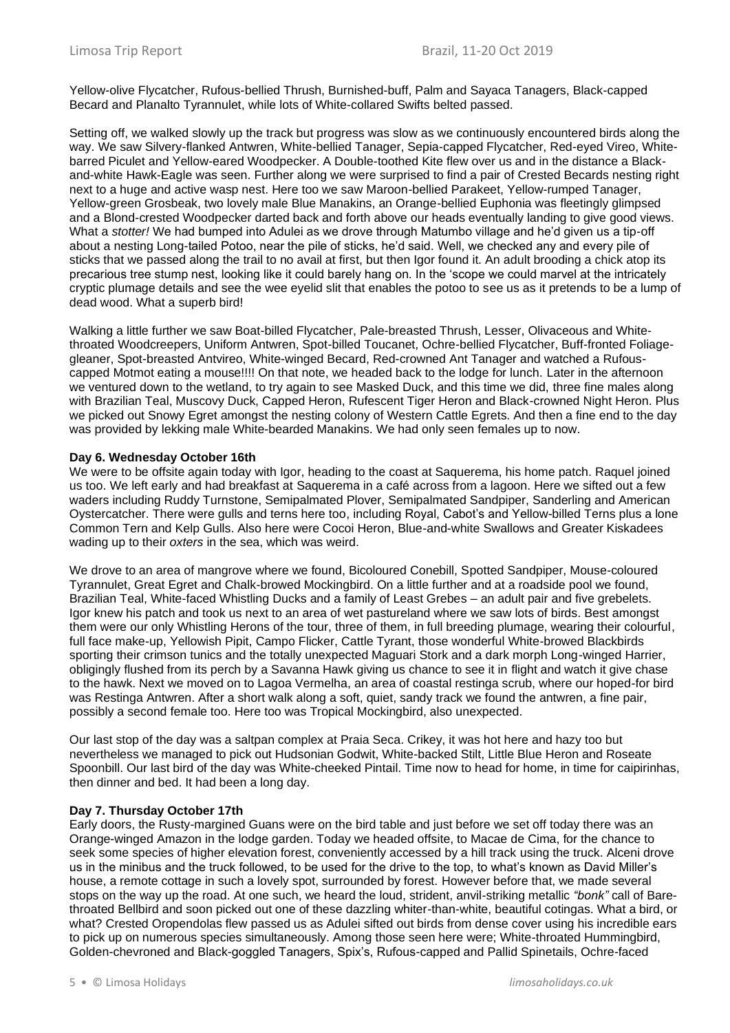Yellow-olive Flycatcher, Rufous-bellied Thrush, Burnished-buff, Palm and Sayaca Tanagers, Black-capped Becard and Planalto Tyrannulet, while lots of White-collared Swifts belted passed.

Setting off, we walked slowly up the track but progress was slow as we continuously encountered birds along the way. We saw Silvery-flanked Antwren, White-bellied Tanager, Sepia-capped Flycatcher, Red-eyed Vireo, White-barred Piculet and Yellow-eared Woodpecker. A Double-toothed Kite flew over us and in the distance a Black-and-white Hawk-Eagle was seen. Further along we were surprised to find a pair of Crested Becards nesting right next to a huge and active wasp nest. Here too we saw Maroon-bellied Parakeet, Yellow-rumped Tanager, Yellow-green Grosbeak, two lovely male Blue Manakins, an Orange-bellied Euphonia was fleetingly glimpsed and a Blond-crested Woodpecker darted back and forth above our heads eventually landing to give good views. What a *stotter!* We had bumped into Adulei as we drove through Matumbo village and he'd given us a tip-off about a nesting Long-tailed Potoo, near the pile of sticks, he'd said. Well, we checked any and every pile of sticks that we passed along the trail to no avail at first, but then Igor found it. An adult brooding a chick atop its precarious tree stump nest, looking like it could barely hang on. In the 'scope we could marvel at the intricately cryptic plumage details and see the wee eyelid slit that enables the potoo to see us as it pretends to be a lump of dead wood. What a superb bird!

Walking a little further we saw Boat-billed Flycatcher, Pale-breasted Thrush, Lesser, Olivaceous and White-throated Woodcreepers, Uniform Antwren, Spot-billed Toucanet, Ochre-bellied Flycatcher, Buff-fronted Foliage-gleaner, Spot-breasted Antvireo, White-winged Becard, Red-crowned Ant Tanager and watched a Rufous-capped Motmot eating a mouse!!!! On that note, we headed back to the lodge for lunch. Later in the afternoon we ventured down to the wetland, to try again to see Masked Duck, and this time we did, three fine males along with Brazilian Teal, Muscovy Duck, Capped Heron, Rufescent Tiger Heron and Black-crowned Night Heron. Plus we picked out Snowy Egret amongst the nesting colony of Western Cattle Egrets. And then a fine end to the day was provided by lekking male White-bearded Manakins. We had only seen females up to now.

**Day 6. Wednesday October 16th**

We were to be offsite again today with Igor, heading to the coast at Saquerema, his home patch. Raquel joined us too. We left early and had breakfast at Saquerema in a café across from a lagoon. Here we sifted out a few waders including Ruddy Turnstone, Semipalmated Plover, Semipalmated Sandpiper, Sanderling and American Oystercatcher. There were gulls and terns here too, including Royal, Cabot's and Yellow-billed Terns plus a lone Common Tern and Kelp Gulls. Also here were Cocoi Heron, Blue-and-white Swallows and Greater Kiskadees wading up to their *oxters* in the sea, which was weird.

We drove to an area of mangrove where we found, Bicoloured Conebill, Spotted Sandpiper, Mouse-coloured Tyrannulet, Great Egret and Chalk-browed Mockingbird. On a little further and at a roadside pool we found, Brazilian Teal, White-faced Whistling Ducks and a family of Least Grebes – an adult pair and five grebelets. Igor knew his patch and took us next to an area of wet pastureland where we saw lots of birds. Best amongst them were our only Whistling Herons of the tour, three of them, in full breeding plumage, wearing their colourful, full face make-up, Yellowish Pipit, Campo Flicker, Cattle Tyrant, those wonderful White-browed Blackbirds sporting their crimson tunics and the totally unexpected Maguari Stork and a dark morph Long-winged Harrier, obligingly flushed from its perch by a Savanna Hawk giving us chance to see it in flight and watch it give chase to the hawk. Next we moved on to Lagoa Vermelha, an area of coastal restinga scrub, where our hoped-for bird was Restinga Antwren. After a short walk along a soft, quiet, sandy track we found the antwren, a fine pair, possibly a second female too. Here too was Tropical Mockingbird, also unexpected.

Our last stop of the day was a saltpan complex at Praia Seca. Crikey, it was hot here and hazy too but nevertheless we managed to pick out Hudsonian Godwit, White-backed Stilt, Little Blue Heron and Roseate Spoonbill. Our last bird of the day was White-cheeked Pintail. Time now to head for home, in time for caipirinhas, then dinner and bed. It had been a long day.

**Day 7. Thursday October 17th**

Early doors, the Rusty-margined Guans were on the bird table and just before we set off today there was an Orange-winged Amazon in the lodge garden. Today we headed offsite, to Macae de Cima, for the chance to seek some species of higher elevation forest, conveniently accessed by a hill track using the truck. Alceni drove us in the minibus and the truck followed, to be used for the drive to the top, to what's known as David Miller's house, a remote cottage in such a lovely spot, surrounded by forest. However before that, we made several stops on the way up the road. At one such, we heard the loud, strident, anvil-striking metallic *"bonk"* call of Bare-throated Bellbird and soon picked out one of these dazzling whiter-than-white, beautiful cotingas. What a bird, or what? Crested Oropendolas flew passed us as Adulei sifted out birds from dense cover using his incredible ears to pick up on numerous species simultaneously. Among those seen here were; White-throated Hummingbird, Golden-chevroned and Black-goggled Tanagers, Spix's, Rufous-capped and Pallid Spinetails, Ochre-faced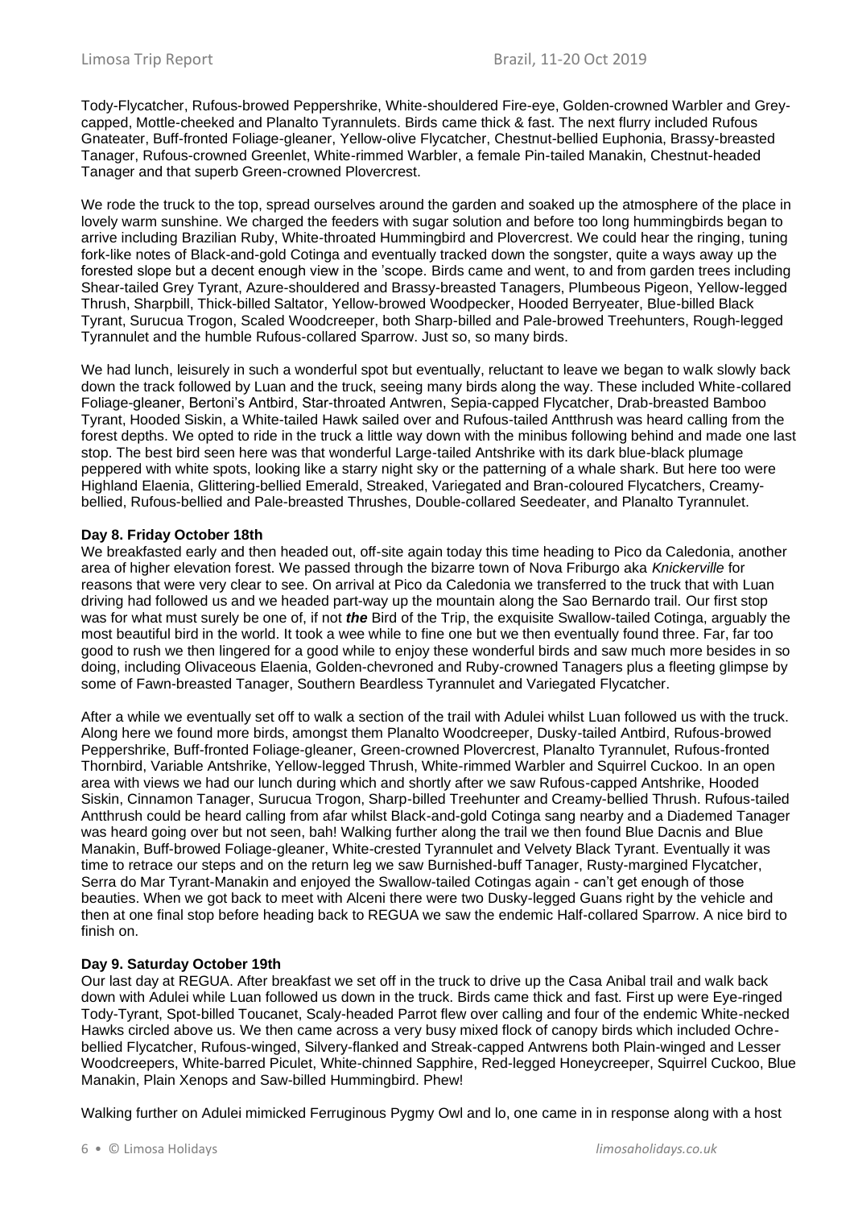Tody-Flycatcher, Rufous-browed Peppershrike, White-shouldered Fire-eye, Golden-crowned Warbler and Grey-capped, Mottle-cheeked and Planalto Tyrannulets. Birds came thick & fast. The next flurry included Rufous Gnateater, Buff-fronted Foliage-gleaner, Yellow-olive Flycatcher, Chestnut-bellied Euphonia, Brassy-breasted Tanager, Rufous-crowned Greenlet, White-rimmed Warbler, a female Pin-tailed Manakin, Chestnut-headed Tanager and that superb Green-crowned Plovercrest.

We rode the truck to the top, spread ourselves around the garden and soaked up the atmosphere of the place in lovely warm sunshine. We charged the feeders with sugar solution and before too long hummingbirds began to arrive including Brazilian Ruby, White-throated Hummingbird and Plovercrest. We could hear the ringing, tuning fork-like notes of Black-and-gold Cotinga and eventually tracked down the songster, quite a ways away up the forested slope but a decent enough view in the 'scope. Birds came and went, to and from garden trees including Shear-tailed Grey Tyrant, Azure-shouldered and Brassy-breasted Tanagers, Plumbeous Pigeon, Yellow-legged Thrush, Sharpbill, Thick-billed Saltator, Yellow-browed Woodpecker, Hooded Berryeater, Blue-billed Black Tyrant, Surucua Trogon, Scaled Woodcreeper, both Sharp-billed and Pale-browed Treehunters, Rough-legged Tyrannulet and the humble Rufous-collared Sparrow. Just so, so many birds.

We had lunch, leisurely in such a wonderful spot but eventually, reluctant to leave we began to walk slowly back down the track followed by Luan and the truck, seeing many birds along the way. These included White-collared Foliage-gleaner, Bertoni's Antbird, Star-throated Antwren, Sepia-capped Flycatcher, Drab-breasted Bamboo Tyrant, Hooded Siskin, a White-tailed Hawk sailed over and Rufous-tailed Antthrush was heard calling from the forest depths. We opted to ride in the truck a little way down with the minibus following behind and made one last stop. The best bird seen here was that wonderful Large-tailed Antshrike with its dark blue-black plumage peppered with white spots, looking like a starry night sky or the patterning of a whale shark. But here too were Highland Elaenia, Glittering-bellied Emerald, Streaked, Variegated and Bran-coloured Flycatchers, Creamy-bellied, Rufous-bellied and Pale-breasted Thrushes, Double-collared Seedeater, and Planalto Tyrannulet.

**Day 8. Friday October 18th**

We breakfasted early and then headed out, off-site again today this time heading to Pico da Caledonia, another area of higher elevation forest. We passed through the bizarre town of Nova Friburgo aka *Knickerville* for reasons that were very clear to see. On arrival at Pico da Caledonia we transferred to the truck that with Luan driving had followed us and we headed part-way up the mountain along the Sao Bernardo trail. Our first stop was for what must surely be one of, if not ***the*** Bird of the Trip, the exquisite Swallow-tailed Cotinga, arguably the most beautiful bird in the world. It took a wee while to fine one but we then eventually found three. Far, far too good to rush we then lingered for a good while to enjoy these wonderful birds and saw much more besides in so doing, including Olivaceous Elaenia, Golden-chevroned and Ruby-crowned Tanagers plus a fleeting glimpse by some of Fawn-breasted Tanager, Southern Beardless Tyrannulet and Variegated Flycatcher.

After a while we eventually set off to walk a section of the trail with Adulei whilst Luan followed us with the truck. Along here we found more birds, amongst them Planalto Woodcreeper, Dusky-tailed Antbird, Rufous-browed Peppershrike, Buff-fronted Foliage-gleaner, Green-crowned Plovercrest, Planalto Tyrannulet, Rufous-fronted Thornbird, Variable Antshrike, Yellow-legged Thrush, White-rimmed Warbler and Squirrel Cuckoo. In an open area with views we had our lunch during which and shortly after we saw Rufous-capped Antshrike, Hooded Siskin, Cinnamon Tanager, Surucua Trogon, Sharp-billed Treehunter and Creamy-bellied Thrush. Rufous-tailed Antthrush could be heard calling from afar whilst Black-and-gold Cotinga sang nearby and a Diademed Tanager was heard going over but not seen, bah! Walking further along the trail we then found Blue Dacnis and Blue Manakin, Buff-browed Foliage-gleaner, White-crested Tyrannulet and Velvety Black Tyrant. Eventually it was time to retrace our steps and on the return leg we saw Burnished-buff Tanager, Rusty-margined Flycatcher, Serra do Mar Tyrant-Manakin and enjoyed the Swallow-tailed Cotingas again - can't get enough of those beauties. When we got back to meet with Alceni there were two Dusky-legged Guans right by the vehicle and then at one final stop before heading back to REGUA we saw the endemic Half-collared Sparrow. A nice bird to finish on.

**Day 9. Saturday October 19th**

Our last day at REGUA. After breakfast we set off in the truck to drive up the Casa Anibal trail and walk back down with Adulei while Luan followed us down in the truck. Birds came thick and fast. First up were Eye-ringed Tody-Tyrant, Spot-billed Toucanet, Scaly-headed Parrot flew over calling and four of the endemic White-necked Hawks circled above us. We then came across a very busy mixed flock of canopy birds which included Ochre-bellied Flycatcher, Rufous-winged, Silvery-flanked and Streak-capped Antwrens both Plain-winged and Lesser Woodcreepers, White-barred Piculet, White-chinned Sapphire, Red-legged Honeycreeper, Squirrel Cuckoo, Blue Manakin, Plain Xenops and Saw-billed Hummingbird. Phew!

Walking further on Adulei mimicked Ferruginous Pygmy Owl and lo, one came in in response along with a host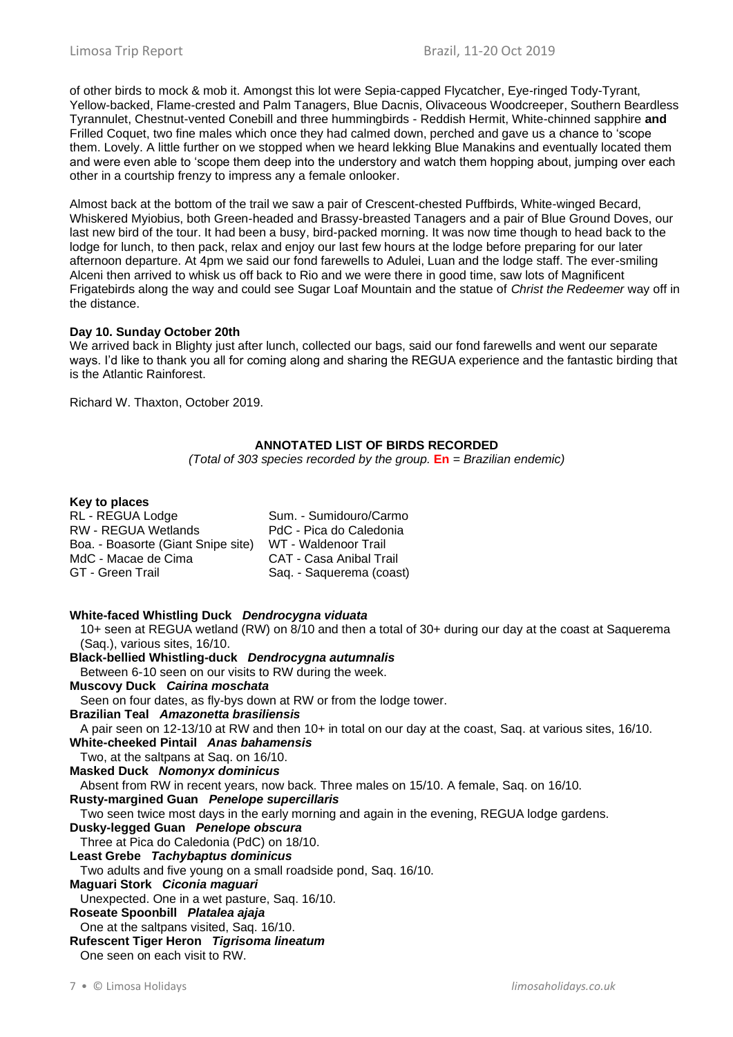of other birds to mock & mob it. Amongst this lot were Sepia-capped Flycatcher, Eye-ringed Tody-Tyrant, Yellow-backed, Flame-crested and Palm Tanagers, Blue Dacnis, Olivaceous Woodcreeper, Southern Beardless Tyrannulet, Chestnut-vented Conebill and three hummingbirds - Reddish Hermit, White-chinned sapphire **and** Frilled Coquet, two fine males which once they had calmed down, perched and gave us a chance to 'scope them. Lovely. A little further on we stopped when we heard lekking Blue Manakins and eventually located them and were even able to 'scope them deep into the understory and watch them hopping about, jumping over each other in a courtship frenzy to impress any a female onlooker.

Almost back at the bottom of the trail we saw a pair of Crescent-chested Puffbirds, White-winged Becard, Whiskered Myiobius, both Green-headed and Brassy-breasted Tanagers and a pair of Blue Ground Doves, our last new bird of the tour. It had been a busy, bird-packed morning. It was now time though to head back to the lodge for lunch, to then pack, relax and enjoy our last few hours at the lodge before preparing for our later afternoon departure. At 4pm we said our fond farewells to Adulei, Luan and the lodge staff. The ever-smiling Alceni then arrived to whisk us off back to Rio and we were there in good time, saw lots of Magnificent Frigatebirds along the way and could see Sugar Loaf Mountain and the statue of *Christ the Redeemer* way off in the distance.

**Day 10. Sunday October 20th**

We arrived back in Blighty just after lunch, collected our bags, said our fond farewells and went our separate ways. I'd like to thank you all for coming along and sharing the REGUA experience and the fantastic birding that is the Atlantic Rainforest.

Richard W. Thaxton, October 2019.

## ANNOTATED LIST OF BIRDS RECORDED

*(Total of 303 species recorded by the group.* **En** *= Brazilian endemic)*

**Key to places**

| | |
|---|---|
| RL - REGUA Lodge | Sum. - Sumidouro/Carmo |
| RW - REGUA Wetlands | PdC - Pica do Caledonia |
| Boa. - Boasorte (Giant Snipe site) | WT - Waldenoor Trail |
| MdC - Macae de Cima | CAT - Casa Anibal Trail |
| GT - Green Trail | Saq. - Saquerema (coast) |

**White-faced Whistling Duck** ***Dendrocygna viduata***
10+ seen at REGUA wetland (RW) on 8/10 and then a total of 30+ during our day at the coast at Saquerema (Saq.), various sites, 16/10.

**Black-bellied Whistling-duck** ***Dendrocygna autumnalis***
Between 6-10 seen on our visits to RW during the week.

**Muscovy Duck** ***Cairina moschata***
Seen on four dates, as fly-bys down at RW or from the lodge tower.

**Brazilian Teal** ***Amazonetta brasiliensis***
A pair seen on 12-13/10 at RW and then 10+ in total on our day at the coast, Saq. at various sites, 16/10.

**White-cheeked Pintail** ***Anas bahamensis***
Two, at the saltpans at Saq. on 16/10.

**Masked Duck** ***Nomonyx dominicus***
Absent from RW in recent years, now back. Three males on 15/10. A female, Saq. on 16/10.

**Rusty-margined Guan** ***Penelope supercillaris***
Two seen twice most days in the early morning and again in the evening, REGUA lodge gardens.

**Dusky-legged Guan** ***Penelope obscura***
Three at Pica do Caledonia (PdC) on 18/10.

**Least Grebe** ***Tachybaptus dominicus***
Two adults and five young on a small roadside pond, Saq. 16/10.

**Maguari Stork** ***Ciconia maguari***
Unexpected. One in a wet pasture, Saq. 16/10.

**Roseate Spoonbill** ***Platalea ajaja***
One at the saltpans visited, Saq. 16/10.

**Rufescent Tiger Heron** ***Tigrisoma lineatum***
One seen on each visit to RW.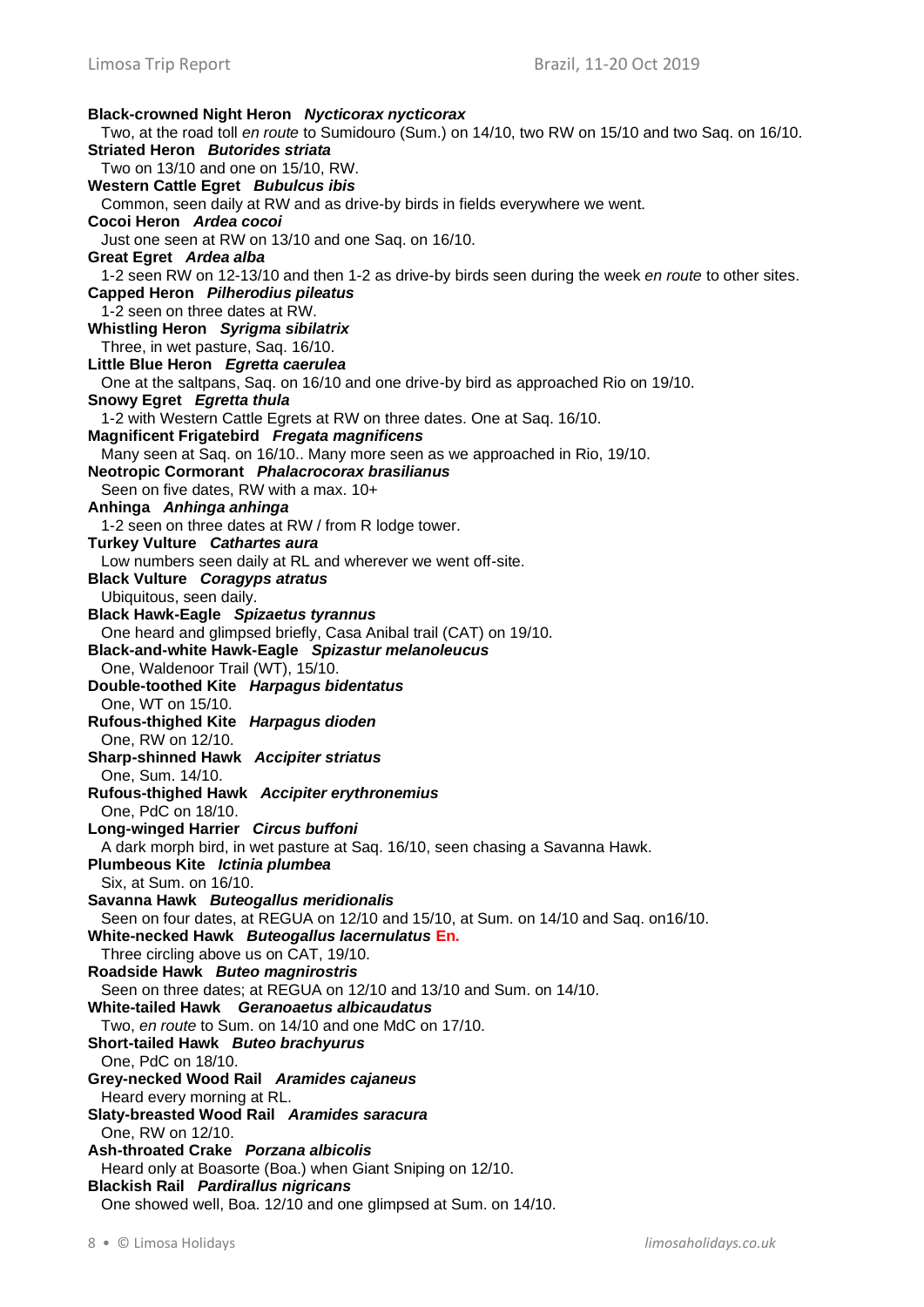**Black-crowned Night Heron** ***Nycticorax nycticorax***
Two, at the road toll *en route* to Sumidouro (Sum.) on 14/10, two RW on 15/10 and two Saq. on 16/10.

**Striated Heron** ***Butorides striata***
Two on 13/10 and one on 15/10, RW.

**Western Cattle Egret** ***Bubulcus ibis***
Common, seen daily at RW and as drive-by birds in fields everywhere we went.

**Cocoi Heron** ***Ardea cocoi***
Just one seen at RW on 13/10 and one Saq. on 16/10.

**Great Egret** ***Ardea alba***
1-2 seen RW on 12-13/10 and then 1-2 as drive-by birds seen during the week *en route* to other sites.

**Capped Heron** ***Pilherodius pileatus***
1-2 seen on three dates at RW.

**Whistling Heron** ***Syrigma sibilatrix***
Three, in wet pasture, Saq. 16/10.

**Little Blue Heron** ***Egretta caerulea***
One at the saltpans, Saq. on 16/10 and one drive-by bird as approached Rio on 19/10.

**Snowy Egret** ***Egretta thula***
1-2 with Western Cattle Egrets at RW on three dates. One at Saq. 16/10.

**Magnificent Frigatebird** ***Fregata magnificens***
Many seen at Saq. on 16/10.. Many more seen as we approached in Rio, 19/10.

**Neotropic Cormorant** ***Phalacrocorax brasilianus***
Seen on five dates, RW with a max. 10+

**Anhinga** ***Anhinga anhinga***
1-2 seen on three dates at RW / from R lodge tower.

**Turkey Vulture** ***Cathartes aura***
Low numbers seen daily at RL and wherever we went off-site.

**Black Vulture** ***Coragyps atratus***
Ubiquitous, seen daily.

**Black Hawk-Eagle** ***Spizaetus tyrannus***
One heard and glimpsed briefly, Casa Anibal trail (CAT) on 19/10.

**Black-and-white Hawk-Eagle** ***Spizastur melanoleucus***
One, Waldenoor Trail (WT), 15/10.

**Double-toothed Kite** ***Harpagus bidentatus***
One, WT on 15/10.

**Rufous-thighed Kite** ***Harpagus dioden***
One, RW on 12/10.

**Sharp-shinned Hawk** ***Accipiter striatus***
One, Sum. 14/10.

**Rufous-thighed Hawk** ***Accipiter erythronemius***
One, PdC on 18/10.

**Long-winged Harrier** ***Circus buffoni***
A dark morph bird, in wet pasture at Saq. 16/10, seen chasing a Savanna Hawk.

**Plumbeous Kite** ***Ictinia plumbea***
Six, at Sum. on 16/10.

**Savanna Hawk** ***Buteogallus meridionalis***
Seen on four dates, at REGUA on 12/10 and 15/10, at Sum. on 14/10 and Saq. on16/10.

**White-necked Hawk** ***Buteogallus lacernulatus*** **En.**
Three circling above us on CAT, 19/10.

**Roadside Hawk** ***Buteo magnirostris***
Seen on three dates; at REGUA on 12/10 and 13/10 and Sum. on 14/10.

**White-tailed Hawk** ***Geranoaetus albicaudatus***
Two, *en route* to Sum. on 14/10 and one MdC on 17/10.

**Short-tailed Hawk** ***Buteo brachyurus***
One, PdC on 18/10.

**Grey-necked Wood Rail** ***Aramides cajaneus***
Heard every morning at RL.

**Slaty-breasted Wood Rail** ***Aramides saracura***
One, RW on 12/10.

**Ash-throated Crake** ***Porzana albicolis***
Heard only at Boasorte (Boa.) when Giant Sniping on 12/10.

**Blackish Rail** ***Pardirallus nigricans***
One showed well, Boa. 12/10 and one glimpsed at Sum. on 14/10.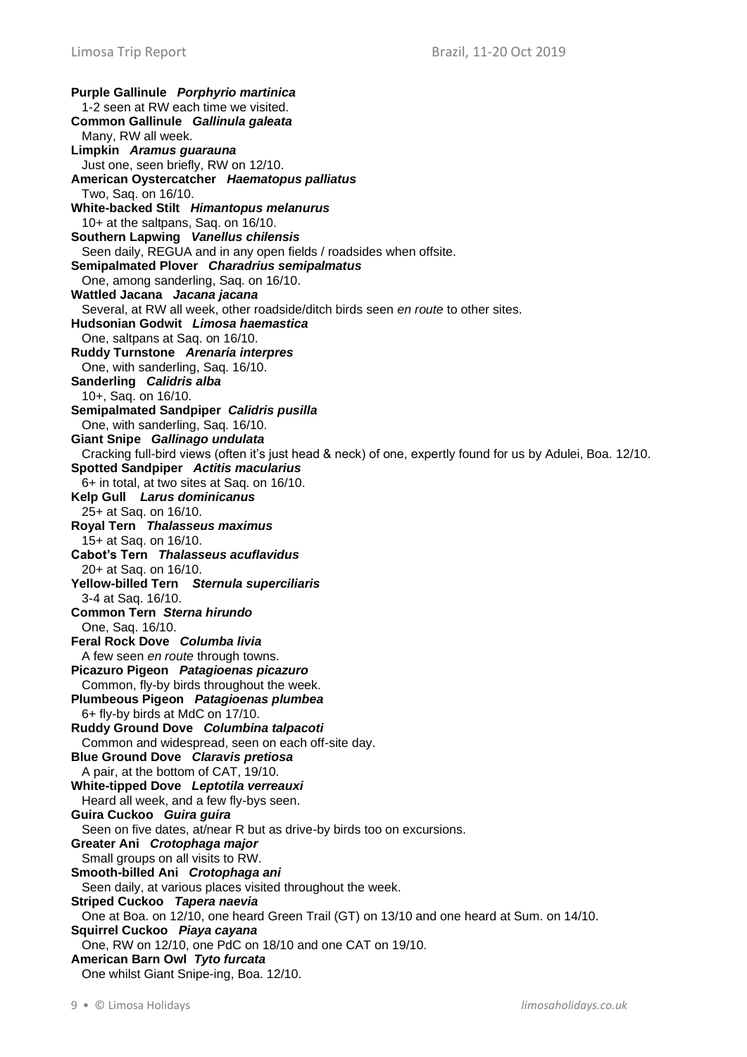**Purple Gallinule** ***Porphyrio martinica***
1-2 seen at RW each time we visited.

**Common Gallinule** ***Gallinula galeata***
Many, RW all week.

**Limpkin** ***Aramus guarauna***
Just one, seen briefly, RW on 12/10.

**American Oystercatcher** ***Haematopus palliatus***
Two, Saq. on 16/10.

**White-backed Stilt** ***Himantopus melanurus***
10+ at the saltpans, Saq. on 16/10.

**Southern Lapwing** ***Vanellus chilensis***
Seen daily, REGUA and in any open fields / roadsides when offsite.

**Semipalmated Plover** ***Charadrius semipalmatus***
One, among sanderling, Saq. on 16/10.

**Wattled Jacana** ***Jacana jacana***
Several, at RW all week, other roadside/ditch birds seen *en route* to other sites.

**Hudsonian Godwit** ***Limosa haemastica***
One, saltpans at Saq. on 16/10.

**Ruddy Turnstone** ***Arenaria interpres***
One, with sanderling, Saq. 16/10.

**Sanderling** ***Calidris alba***
10+, Saq. on 16/10.

**Semipalmated Sandpiper** ***Calidris pusilla***
One, with sanderling, Saq. 16/10.

**Giant Snipe** ***Gallinago undulata***
Cracking full-bird views (often it's just head & neck) of one, expertly found for us by Adulei, Boa. 12/10.

**Spotted Sandpiper** ***Actitis macularius***
6+ in total, at two sites at Saq. on 16/10.

**Kelp Gull** ***Larus dominicanus***
25+ at Saq. on 16/10.

**Royal Tern** ***Thalasseus maximus***
15+ at Saq. on 16/10.

**Cabot's Tern** ***Thalasseus acuflavidus***
20+ at Saq. on 16/10.

**Yellow-billed Tern** ***Sternula superciliaris***
3-4 at Saq. 16/10.

**Common Tern** ***Sterna hirundo***
One, Saq. 16/10.

**Feral Rock Dove** ***Columba livia***
A few seen *en route* through towns.

**Picazuro Pigeon** ***Patagioenas picazuro***
Common, fly-by birds throughout the week.

**Plumbeous Pigeon** ***Patagioenas plumbea***
6+ fly-by birds at MdC on 17/10.

**Ruddy Ground Dove** ***Columbina talpacoti***
Common and widespread, seen on each off-site day.

**Blue Ground Dove** ***Claravis pretiosa***
A pair, at the bottom of CAT, 19/10.

**White-tipped Dove** ***Leptotila verreauxi***
Heard all week, and a few fly-bys seen.

**Guira Cuckoo** ***Guira guira***
Seen on five dates, at/near R but as drive-by birds too on excursions.

**Greater Ani** ***Crotophaga major***
Small groups on all visits to RW.

**Smooth-billed Ani** ***Crotophaga ani***
Seen daily, at various places visited throughout the week.

**Striped Cuckoo** ***Tapera naevia***
One at Boa. on 12/10, one heard Green Trail (GT) on 13/10 and one heard at Sum. on 14/10.

**Squirrel Cuckoo** ***Piaya cayana***
One, RW on 12/10, one PdC on 18/10 and one CAT on 19/10.

**American Barn Owl** ***Tyto furcata***
One whilst Giant Snipe-ing, Boa. 12/10.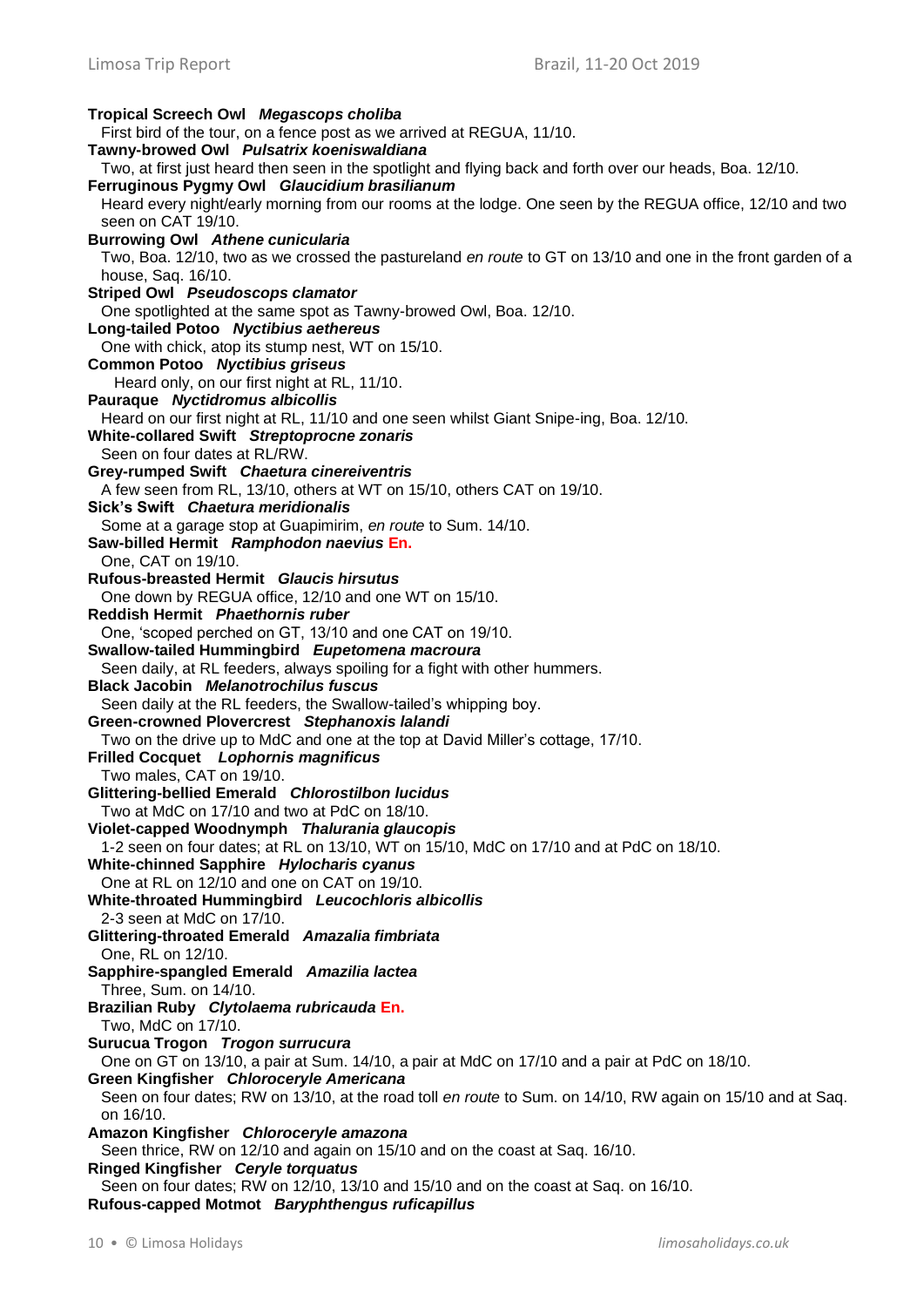**Tropical Screech Owl** ***Megascops choliba***
First bird of the tour, on a fence post as we arrived at REGUA, 11/10.

**Tawny-browed Owl** ***Pulsatrix koeniswaldiana***
Two, at first just heard then seen in the spotlight and flying back and forth over our heads, Boa. 12/10.

**Ferruginous Pygmy Owl** ***Glaucidium brasilianum***
Heard every night/early morning from our rooms at the lodge. One seen by the REGUA office, 12/10 and two seen on CAT 19/10.

**Burrowing Owl** ***Athene cunicularia***
Two, Boa. 12/10, two as we crossed the pastureland *en route* to GT on 13/10 and one in the front garden of a house, Saq. 16/10.

**Striped Owl** ***Pseudoscops clamator***
One spotlighted at the same spot as Tawny-browed Owl, Boa. 12/10.

**Long-tailed Potoo** ***Nyctibius aethereus***
One with chick, atop its stump nest, WT on 15/10.

**Common Potoo** ***Nyctibius griseus***
Heard only, on our first night at RL, 11/10.

**Pauraque** ***Nyctidromus albicollis***
Heard on our first night at RL, 11/10 and one seen whilst Giant Snipe-ing, Boa. 12/10.

**White-collared Swift** ***Streptoprocne zonaris***
Seen on four dates at RL/RW.

**Grey-rumped Swift** ***Chaetura cinereiventris***
A few seen from RL, 13/10, others at WT on 15/10, others CAT on 19/10.

**Sick's Swift** ***Chaetura meridionalis***
Some at a garage stop at Guapimirim, *en route* to Sum. 14/10.

**Saw-billed Hermit** ***Ramphodon naevius*** **En.**
One, CAT on 19/10.

**Rufous-breasted Hermit** ***Glaucis hirsutus***
One down by REGUA office, 12/10 and one WT on 15/10.

**Reddish Hermit** ***Phaethornis ruber***
One, 'scoped perched on GT, 13/10 and one CAT on 19/10.

**Swallow-tailed Hummingbird** ***Eupetomena macroura***
Seen daily, at RL feeders, always spoiling for a fight with other hummers.

**Black Jacobin** ***Melanotrochilus fuscus***
Seen daily at the RL feeders, the Swallow-tailed's whipping boy.

**Green-crowned Plovercrest** ***Stephanoxis lalandi***
Two on the drive up to MdC and one at the top at David Miller's cottage, 17/10.

**Frilled Cocquet** ***Lophornis magnificus***
Two males, CAT on 19/10.

**Glittering-bellied Emerald** ***Chlorostilbon lucidus***
Two at MdC on 17/10 and two at PdC on 18/10.

**Violet-capped Woodnymph** ***Thalurania glaucopis***
1-2 seen on four dates; at RL on 13/10, WT on 15/10, MdC on 17/10 and at PdC on 18/10.

**White-chinned Sapphire** ***Hylocharis cyanus***
One at RL on 12/10 and one on CAT on 19/10.

**White-throated Hummingbird** ***Leucochloris albicollis***
2-3 seen at MdC on 17/10.

**Glittering-throated Emerald** ***Amazalia fimbriata***
One, RL on 12/10.

**Sapphire-spangled Emerald** ***Amazilia lactea***
Three, Sum. on 14/10.

**Brazilian Ruby** ***Clytolaema rubricauda*** **En.**
Two, MdC on 17/10.

**Surucua Trogon** ***Trogon surrucura***
One on GT on 13/10, a pair at Sum. 14/10, a pair at MdC on 17/10 and a pair at PdC on 18/10.

**Green Kingfisher** ***Chloroceryle Americana***
Seen on four dates; RW on 13/10, at the road toll *en route* to Sum. on 14/10, RW again on 15/10 and at Saq. on 16/10.

**Amazon Kingfisher** ***Chloroceryle amazona***
Seen thrice, RW on 12/10 and again on 15/10 and on the coast at Saq. 16/10.

**Ringed Kingfisher** ***Ceryle torquatus***
Seen on four dates; RW on 12/10, 13/10 and 15/10 and on the coast at Saq. on 16/10.

**Rufous-capped Motmot** ***Baryphthengus ruficapillus***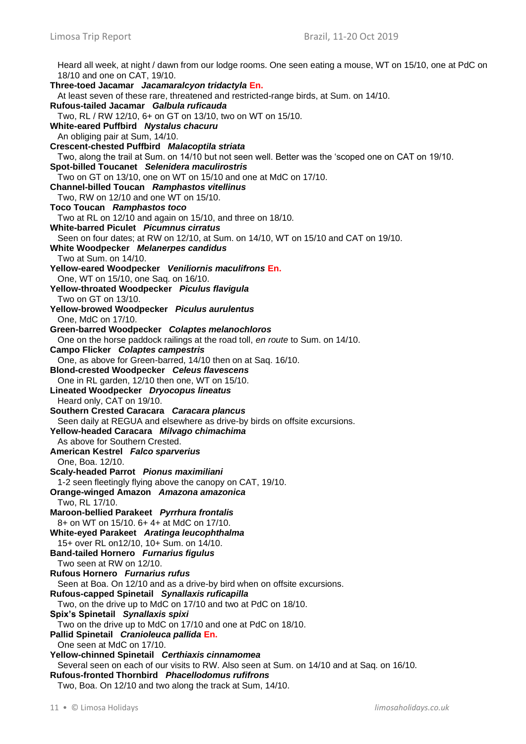Heard all week, at night / dawn from our lodge rooms. One seen eating a mouse, WT on 15/10, one at PdC on 18/10 and one on CAT, 19/10.

**Three-toed Jacamar** ***Jacamaralcyon tridactyla*** **En.**
At least seven of these rare, threatened and restricted-range birds, at Sum. on 14/10.

**Rufous-tailed Jacamar** ***Galbula ruficauda***
Two, RL / RW 12/10, 6+ on GT on 13/10, two on WT on 15/10.

**White-eared Puffbird** ***Nystalus chacuru***
An obliging pair at Sum, 14/10.

**Crescent-chested Puffbird** ***Malacoptila striata***
Two, along the trail at Sum. on 14/10 but not seen well. Better was the 'scoped one on CAT on 19/10.

**Spot-billed Toucanet** ***Selenidera maculirostris***
Two on GT on 13/10, one on WT on 15/10 and one at MdC on 17/10.

**Channel-billed Toucan** ***Ramphastos vitellinus***
Two, RW on 12/10 and one WT on 15/10.

**Toco Toucan** ***Ramphastos toco***
Two at RL on 12/10 and again on 15/10, and three on 18/10.

**White-barred Piculet** ***Picumnus cirratus***
Seen on four dates; at RW on 12/10, at Sum. on 14/10, WT on 15/10 and CAT on 19/10.

**White Woodpecker** ***Melanerpes candidus***
Two at Sum. on 14/10.

**Yellow-eared Woodpecker** ***Veniliornis maculifrons*** **En.**
One, WT on 15/10, one Saq. on 16/10.

**Yellow-throated Woodpecker** ***Piculus flavigula***
Two on GT on 13/10.

**Yellow-browed Woodpecker** ***Piculus aurulentus***
One, MdC on 17/10.

**Green-barred Woodpecker** ***Colaptes melanochloros***
One on the horse paddock railings at the road toll, *en route* to Sum. on 14/10.

**Campo Flicker** ***Colaptes campestris***
One, as above for Green-barred, 14/10 then on at Saq. 16/10.

**Blond-crested Woodpecker** ***Celeus flavescens***
One in RL garden, 12/10 then one, WT on 15/10.

**Lineated Woodpecker** ***Dryocopus lineatus***
Heard only, CAT on 19/10.

**Southern Crested Caracara** ***Caracara plancus***
Seen daily at REGUA and elsewhere as drive-by birds on offsite excursions.

**Yellow-headed Caracara** ***Milvago chimachima***
As above for Southern Crested.

**American Kestrel** ***Falco sparverius***
One, Boa. 12/10.

**Scaly-headed Parrot** ***Pionus maximiliani***
1-2 seen fleetingly flying above the canopy on CAT, 19/10.

**Orange-winged Amazon** ***Amazona amazonica***
Two, RL 17/10.

**Maroon-bellied Parakeet** ***Pyrrhura frontalis***
8+ on WT on 15/10. 6+ 4+ at MdC on 17/10.

**White-eyed Parakeet** ***Aratinga leucophthalma***
15+ over RL on12/10, 10+ Sum. on 14/10.

**Band-tailed Hornero** ***Furnarius figulus***
Two seen at RW on 12/10.

**Rufous Hornero** ***Furnarius rufus***
Seen at Boa. On 12/10 and as a drive-by bird when on offsite excursions.

**Rufous-capped Spinetail** ***Synallaxis ruficapilla***
Two, on the drive up to MdC on 17/10 and two at PdC on 18/10.

**Spix's Spinetail** ***Synallaxis spixi***
Two on the drive up to MdC on 17/10 and one at PdC on 18/10.

**Pallid Spinetail** ***Cranioleuca pallida*** **En.**
One seen at MdC on 17/10.

**Yellow-chinned Spinetail** ***Certhiaxis cinnamomea***
Several seen on each of our visits to RW. Also seen at Sum. on 14/10 and at Saq. on 16/10.

**Rufous-fronted Thornbird** ***Phacellodomus rufifrons***
Two, Boa. On 12/10 and two along the track at Sum, 14/10.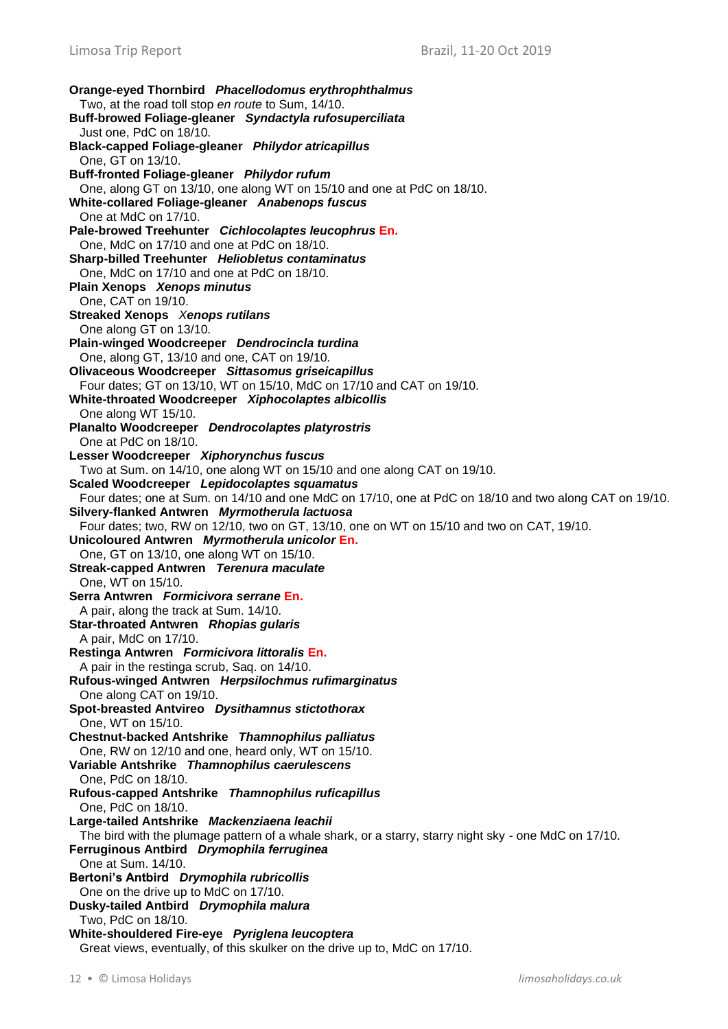**Orange-eyed Thornbird** ***Phacellodomus erythrophthalmus***
Two, at the road toll stop *en route* to Sum, 14/10.

**Buff-browed Foliage-gleaner** ***Syndactyla rufosuperciliata***
Just one, PdC on 18/10.

**Black-capped Foliage-gleaner** ***Philydor atricapillus***
One, GT on 13/10.

**Buff-fronted Foliage-gleaner** ***Philydor rufum***
One, along GT on 13/10, one along WT on 15/10 and one at PdC on 18/10.

**White-collared Foliage-gleaner** ***Anabenops fuscus***
One at MdC on 17/10.

**Pale-browed Treehunter** ***Cichlocolaptes leucophrus*** **En.**
One, MdC on 17/10 and one at PdC on 18/10.

**Sharp-billed Treehunter** ***Heliobletus contaminatus***
One, MdC on 17/10 and one at PdC on 18/10.

**Plain Xenops** ***Xenops minutus***
One, CAT on 19/10.

**Streaked Xenops** ***Xenops rutilans***
One along GT on 13/10.

**Plain-winged Woodcreeper** ***Dendrocincla turdina***
One, along GT, 13/10 and one, CAT on 19/10.

**Olivaceous Woodcreeper** ***Sittasomus griseicapillus***
Four dates; GT on 13/10, WT on 15/10, MdC on 17/10 and CAT on 19/10.

**White-throated Woodcreeper** ***Xiphocolaptes albicollis***
One along WT 15/10.

**Planalto Woodcreeper** ***Dendrocolaptes platyrostris***
One at PdC on 18/10.

**Lesser Woodcreeper** ***Xiphorynchus fuscus***
Two at Sum. on 14/10, one along WT on 15/10 and one along CAT on 19/10.

**Scaled Woodcreeper** ***Lepidocolaptes squamatus***
Four dates; one at Sum. on 14/10 and one MdC on 17/10, one at PdC on 18/10 and two along CAT on 19/10.

**Silvery-flanked Antwren** ***Myrmotherula lactuosa***
Four dates; two, RW on 12/10, two on GT, 13/10, one on WT on 15/10 and two on CAT, 19/10.

**Unicoloured Antwren** ***Myrmotherula unicolor*** **En.**
One, GT on 13/10, one along WT on 15/10.

**Streak-capped Antwren** ***Terenura maculate***
One, WT on 15/10.

**Serra Antwren** ***Formicivora serrane*** **En.**
A pair, along the track at Sum. 14/10.

**Star-throated Antwren** ***Rhopias gularis***
A pair, MdC on 17/10.

**Restinga Antwren** ***Formicivora littoralis*** **En.**
A pair in the restinga scrub, Saq. on 14/10.

**Rufous-winged Antwren** ***Herpsilochmus rufimarginatus***
One along CAT on 19/10.

**Spot-breasted Antvireo** ***Dysithamnus stictothorax***
One, WT on 15/10.

**Chestnut-backed Antshrike** ***Thamnophilus palliatus***
One, RW on 12/10 and one, heard only, WT on 15/10.

**Variable Antshrike** ***Thamnophilus caerulescens***
One, PdC on 18/10.

**Rufous-capped Antshrike** ***Thamnophilus ruficapillus***
One, PdC on 18/10.

**Large-tailed Antshrike** ***Mackenziaena leachii***
The bird with the plumage pattern of a whale shark, or a starry, starry night sky - one MdC on 17/10.

**Ferruginous Antbird** ***Drymophila ferruginea***
One at Sum. 14/10.

**Bertoni's Antbird** ***Drymophila rubricollis***
One on the drive up to MdC on 17/10.

**Dusky-tailed Antbird** ***Drymophila malura***
Two, PdC on 18/10.

**White-shouldered Fire-eye** ***Pyriglena leucoptera***
Great views, eventually, of this skulker on the drive up to, MdC on 17/10.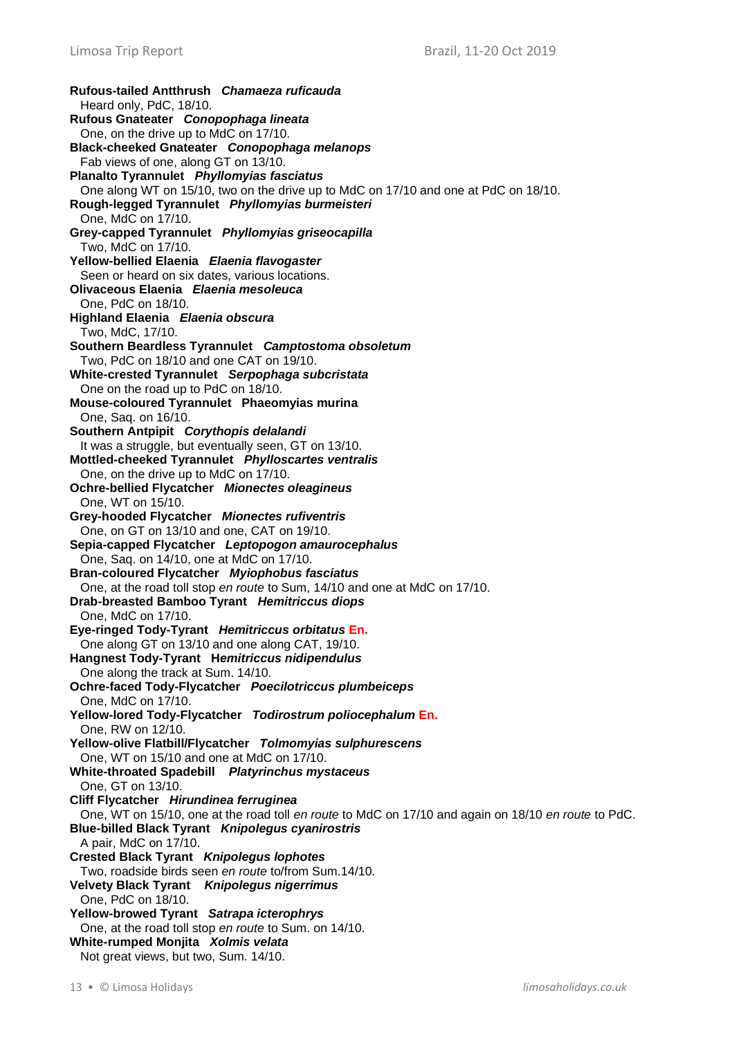**Rufous-tailed Antthrush** ***Chamaeza ruficauda***
Heard only, PdC, 18/10.

**Rufous Gnateater** ***Conopophaga lineata***
One, on the drive up to MdC on 17/10.

**Black-cheeked Gnateater** ***Conopophaga melanops***
Fab views of one, along GT on 13/10.

**Planalto Tyrannulet** ***Phyllomyias fasciatus***
One along WT on 15/10, two on the drive up to MdC on 17/10 and one at PdC on 18/10.

**Rough-legged Tyrannulet** ***Phyllomyias burmeisteri***
One, MdC on 17/10.

**Grey-capped Tyrannulet** ***Phyllomyias griseocapilla***
Two, MdC on 17/10.

**Yellow-bellied Elaenia** ***Elaenia flavogaster***
Seen or heard on six dates, various locations.

**Olivaceous Elaenia** ***Elaenia mesoleuca***
One, PdC on 18/10.

**Highland Elaenia** ***Elaenia obscura***
Two, MdC, 17/10.

**Southern Beardless Tyrannulet** ***Camptostoma obsoletum***
Two, PdC on 18/10 and one CAT on 19/10.

**White-crested Tyrannulet** ***Serpophaga subcristata***
One on the road up to PdC on 18/10.

**Mouse-coloured Tyrannulet** **Phaeomyias murina**
One, Saq. on 16/10.

**Southern Antpipit** ***Corythopis delalandi***
It was a struggle, but eventually seen, GT on 13/10.

**Mottled-cheeked Tyrannulet** ***Phylloscartes ventralis***
One, on the drive up to MdC on 17/10.

**Ochre-bellied Flycatcher** ***Mionectes oleagineus***
One, WT on 15/10.

**Grey-hooded Flycatcher** ***Mionectes rufiventris***
One, on GT on 13/10 and one, CAT on 19/10.

**Sepia-capped Flycatcher** ***Leptopogon amaurocephalus***
One, Saq. on 14/10, one at MdC on 17/10.

**Bran-coloured Flycatcher** ***Myiophobus fasciatus***
One, at the road toll stop *en route* to Sum, 14/10 and one at MdC on 17/10.

**Drab-breasted Bamboo Tyrant** ***Hemitriccus diops***
One, MdC on 17/10.

**Eye-ringed Tody-Tyrant** ***Hemitriccus orbitatus*** **En.**
One along GT on 13/10 and one along CAT, 19/10.

**Hangnest Tody-Tyrant** **H*emitriccus nidipendulus***
One along the track at Sum. 14/10.

**Ochre-faced Tody-Flycatcher** ***Poecilotriccus plumbeiceps***
One, MdC on 17/10.

**Yellow-lored Tody-Flycatcher** ***Todirostrum poliocephalum*** **En.**
One, RW on 12/10.

**Yellow-olive Flatbill/Flycatcher** ***Tolmomyias sulphurescens***
One, WT on 15/10 and one at MdC on 17/10.

**White-throated Spadebill** ***Platyrinchus mystaceus***
One, GT on 13/10.

**Cliff Flycatcher** ***Hirundinea ferruginea***
One, WT on 15/10, one at the road toll *en route* to MdC on 17/10 and again on 18/10 *en route* to PdC.

**Blue-billed Black Tyrant** ***Knipolegus cyanirostris***
A pair, MdC on 17/10.

**Crested Black Tyrant** ***Knipolegus lophotes***
Two, roadside birds seen *en route* to/from Sum.14/10.

**Velvety Black Tyrant** ***Knipolegus nigerrimus***
One, PdC on 18/10.

**Yellow-browed Tyrant** ***Satrapa icterophrys***
One, at the road toll stop *en route* to Sum. on 14/10.

**White-rumped Monjita** ***Xolmis velata***
Not great views, but two, Sum. 14/10.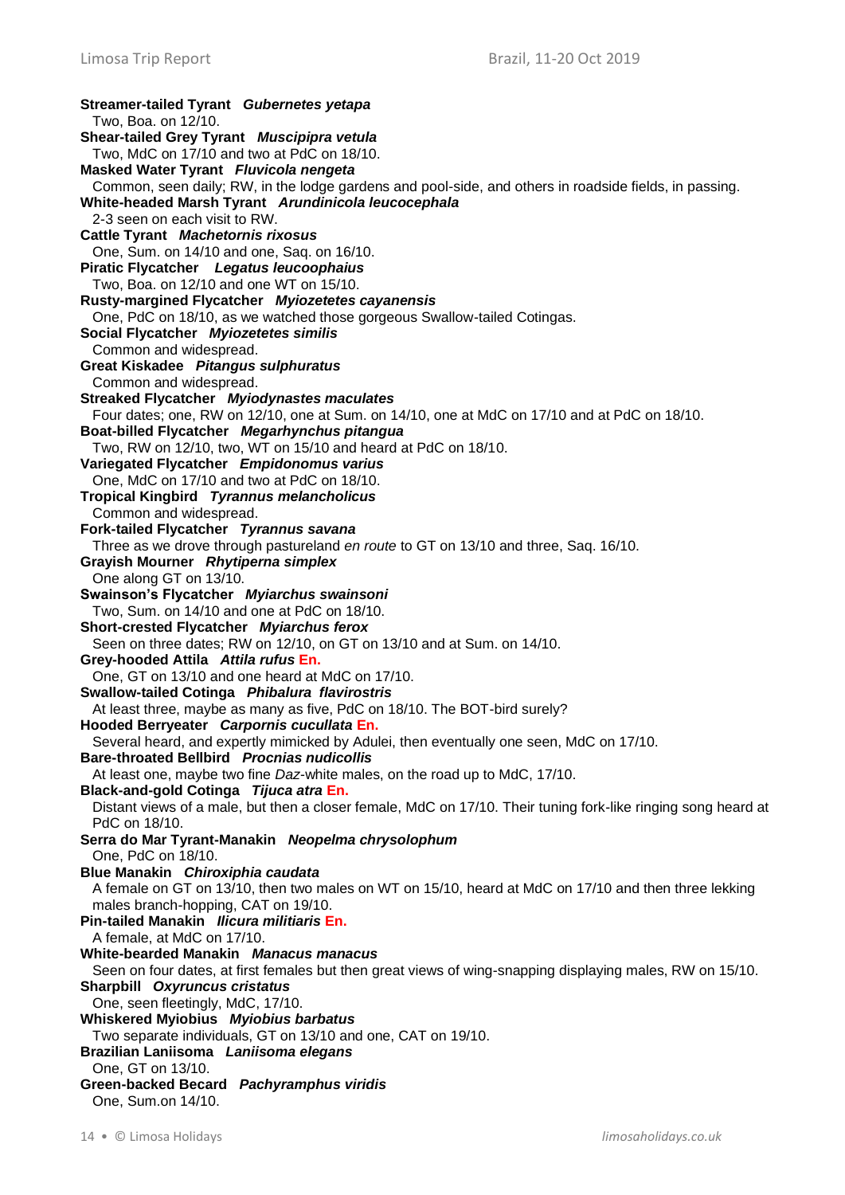**Streamer-tailed Tyrant** ***Gubernetes yetapa***
Two, Boa. on 12/10.

**Shear-tailed Grey Tyrant** ***Muscipipra vetula***
Two, MdC on 17/10 and two at PdC on 18/10.

**Masked Water Tyrant** ***Fluvicola nengeta***
Common, seen daily; RW, in the lodge gardens and pool-side, and others in roadside fields, in passing.

**White-headed Marsh Tyrant** ***Arundinicola leucocephala***
2-3 seen on each visit to RW.

**Cattle Tyrant** ***Machetornis rixosus***
One, Sum. on 14/10 and one, Saq. on 16/10.

**Piratic Flycatcher** ***Legatus leucoophaius***
Two, Boa. on 12/10 and one WT on 15/10.

**Rusty-margined Flycatcher** ***Myiozetetes cayanensis***
One, PdC on 18/10, as we watched those gorgeous Swallow-tailed Cotingas.

**Social Flycatcher** ***Myiozetetes similis***
Common and widespread.

**Great Kiskadee** ***Pitangus sulphuratus***
Common and widespread.

**Streaked Flycatcher** ***Myiodynastes maculates***
Four dates; one, RW on 12/10, one at Sum. on 14/10, one at MdC on 17/10 and at PdC on 18/10.

**Boat-billed Flycatcher** ***Megarhynchus pitangua***
Two, RW on 12/10, two, WT on 15/10 and heard at PdC on 18/10.

**Variegated Flycatcher** ***Empidonomus varius***
One, MdC on 17/10 and two at PdC on 18/10.

**Tropical Kingbird** ***Tyrannus melancholicus***
Common and widespread.

**Fork-tailed Flycatcher** ***Tyrannus savana***
Three as we drove through pastureland *en route* to GT on 13/10 and three, Saq. 16/10.

**Grayish Mourner** ***Rhytiperna simplex***
One along GT on 13/10.

**Swainson's Flycatcher** ***Myiarchus swainsoni***
Two, Sum. on 14/10 and one at PdC on 18/10.

**Short-crested Flycatcher** ***Myiarchus ferox***
Seen on three dates; RW on 12/10, on GT on 13/10 and at Sum. on 14/10.

**Grey-hooded Attila** ***Attila rufus*** **En.**
One, GT on 13/10 and one heard at MdC on 17/10.

**Swallow-tailed Cotinga** ***Phibalura flavirostris***
At least three, maybe as many as five, PdC on 18/10. The BOT-bird surely?

**Hooded Berryeater** ***Carpornis cucullata*** **En.**
Several heard, and expertly mimicked by Adulei, then eventually one seen, MdC on 17/10.

**Bare-throated Bellbird** ***Procnias nudicollis***
At least one, maybe two fine *Daz*-white males, on the road up to MdC, 17/10.

**Black-and-gold Cotinga** ***Tijuca atra*** **En.**
Distant views of a male, but then a closer female, MdC on 17/10. Their tuning fork-like ringing song heard at PdC on 18/10.

**Serra do Mar Tyrant-Manakin** ***Neopelma chrysolophum***
One, PdC on 18/10.

**Blue Manakin** ***Chiroxiphia caudata***
A female on GT on 13/10, then two males on WT on 15/10, heard at MdC on 17/10 and then three lekking males branch-hopping, CAT on 19/10.

**Pin-tailed Manakin** ***Ilicura militiaris*** **En.**
A female, at MdC on 17/10.

**White-bearded Manakin** ***Manacus manacus***
Seen on four dates, at first females but then great views of wing-snapping displaying males, RW on 15/10.

**Sharpbill** ***Oxyruncus cristatus***
One, seen fleetingly, MdC, 17/10.

**Whiskered Myiobius** ***Myiobius barbatus***
Two separate individuals, GT on 13/10 and one, CAT on 19/10.

**Brazilian Laniisoma** ***Laniisoma elegans***
One, GT on 13/10.

**Green-backed Becard** ***Pachyramphus viridis***
One, Sum.on 14/10.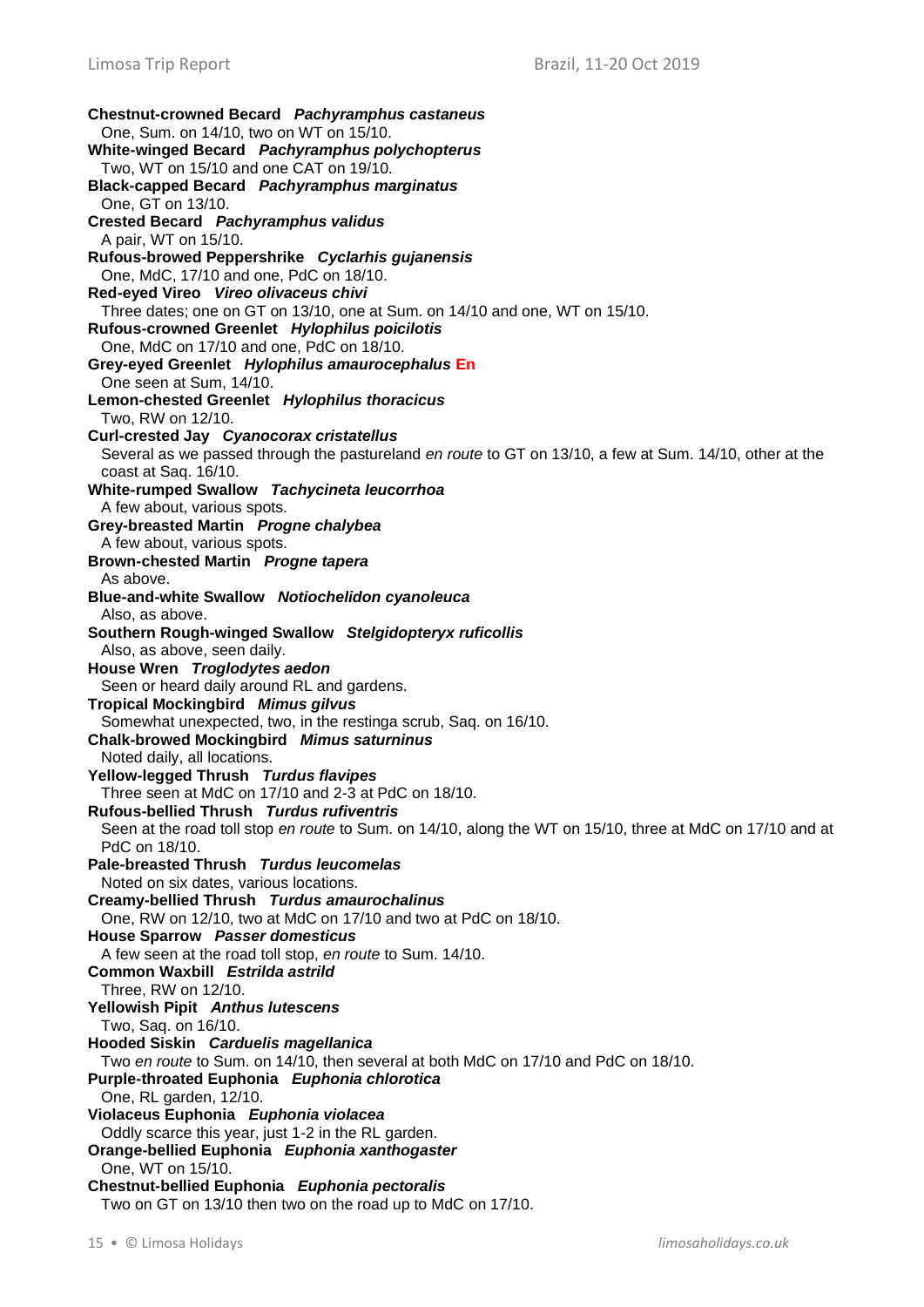**Chestnut-crowned Becard** ***Pachyramphus castaneus***
One, Sum. on 14/10, two on WT on 15/10.

**White-winged Becard** ***Pachyramphus polychopterus***
Two, WT on 15/10 and one CAT on 19/10.

**Black-capped Becard** ***Pachyramphus marginatus***
One, GT on 13/10.

**Crested Becard** ***Pachyramphus validus***
A pair, WT on 15/10.

**Rufous-browed Peppershrike** ***Cyclarhis gujanensis***
One, MdC, 17/10 and one, PdC on 18/10.

**Red-eyed Vireo** ***Vireo olivaceus chivi***
Three dates; one on GT on 13/10, one at Sum. on 14/10 and one, WT on 15/10.

**Rufous-crowned Greenlet** ***Hylophilus poicilotis***
One, MdC on 17/10 and one, PdC on 18/10.

**Grey-eyed Greenlet** ***Hylophilus amaurocephalus*** **En**
One seen at Sum, 14/10.

**Lemon-chested Greenlet** ***Hylophilus thoracicus***
Two, RW on 12/10.

**Curl-crested Jay** ***Cyanocorax cristatellus***
Several as we passed through the pastureland *en route* to GT on 13/10, a few at Sum. 14/10, other at the coast at Saq. 16/10.

**White-rumped Swallow** ***Tachycineta leucorrhoa***
A few about, various spots.

**Grey-breasted Martin** ***Progne chalybea***
A few about, various spots.

**Brown-chested Martin** ***Progne tapera***
As above.

**Blue-and-white Swallow** ***Notiochelidon cyanoleuca***
Also, as above.

**Southern Rough-winged Swallow** ***Stelgidopteryx ruficollis***
Also, as above, seen daily.

**House Wren** ***Troglodytes aedon***
Seen or heard daily around RL and gardens.

**Tropical Mockingbird** ***Mimus gilvus***
Somewhat unexpected, two, in the restinga scrub, Saq. on 16/10.

**Chalk-browed Mockingbird** ***Mimus saturninus***
Noted daily, all locations.

**Yellow-legged Thrush** ***Turdus flavipes***
Three seen at MdC on 17/10 and 2-3 at PdC on 18/10.

**Rufous-bellied Thrush** ***Turdus rufiventris***
Seen at the road toll stop *en route* to Sum. on 14/10, along the WT on 15/10, three at MdC on 17/10 and at PdC on 18/10.

**Pale-breasted Thrush** ***Turdus leucomelas***
Noted on six dates, various locations.

**Creamy-bellied Thrush** ***Turdus amaurochalinus***
One, RW on 12/10, two at MdC on 17/10 and two at PdC on 18/10.

**House Sparrow** ***Passer domesticus***
A few seen at the road toll stop, *en route* to Sum. 14/10.

**Common Waxbill** ***Estrilda astrild***
Three, RW on 12/10.

**Yellowish Pipit** ***Anthus lutescens***
Two, Saq. on 16/10.

**Hooded Siskin** ***Carduelis magellanica***
Two *en route* to Sum. on 14/10, then several at both MdC on 17/10 and PdC on 18/10.

**Purple-throated Euphonia** ***Euphonia chlorotica***
One, RL garden, 12/10.

**Violaceus Euphonia** ***Euphonia violacea***
Oddly scarce this year, just 1-2 in the RL garden.

**Orange-bellied Euphonia** ***Euphonia xanthogaster***
One, WT on 15/10.

**Chestnut-bellied Euphonia** ***Euphonia pectoralis***
Two on GT on 13/10 then two on the road up to MdC on 17/10.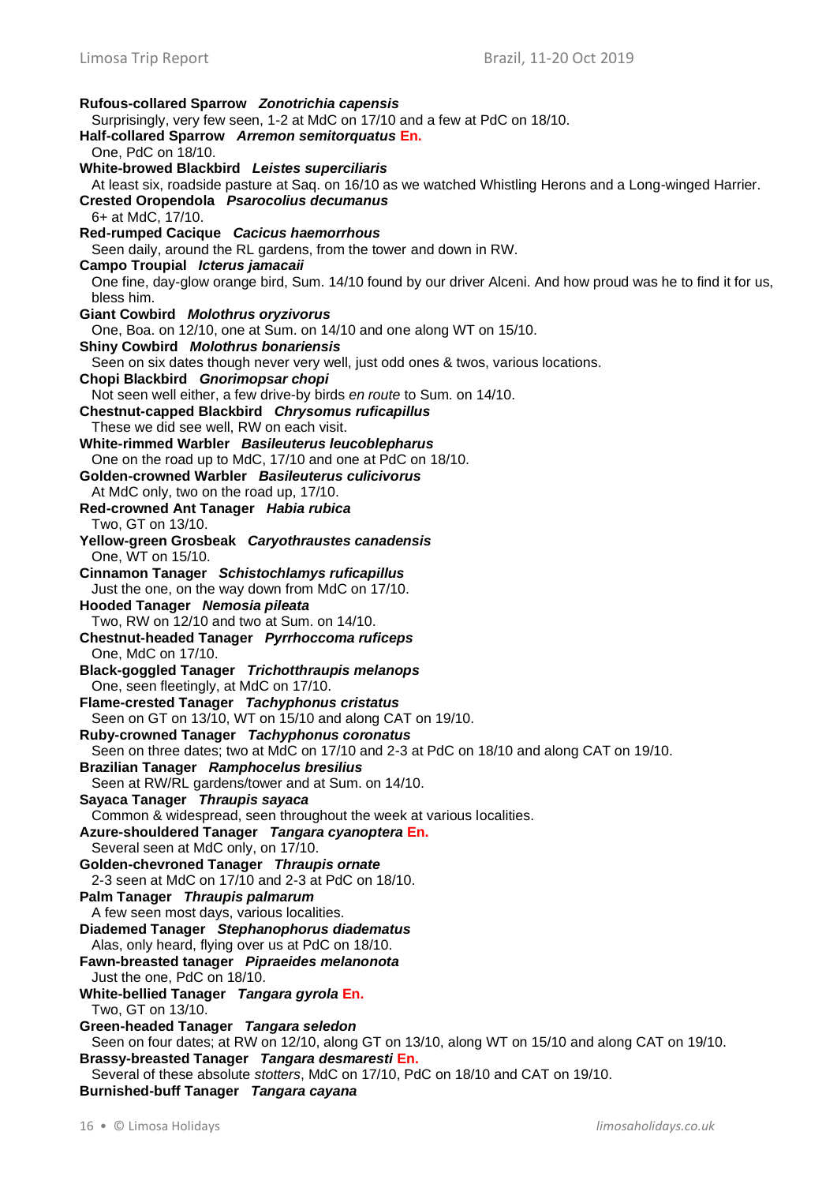**Rufous-collared Sparrow** ***Zonotrichia capensis***
Surprisingly, very few seen, 1-2 at MdC on 17/10 and a few at PdC on 18/10.

**Half-collared Sparrow** ***Arremon semitorquatus*** **En.**
One, PdC on 18/10.

**White-browed Blackbird** ***Leistes superciliaris***
At least six, roadside pasture at Saq. on 16/10 as we watched Whistling Herons and a Long-winged Harrier.

**Crested Oropendola** ***Psarocolius decumanus***
6+ at MdC, 17/10.

**Red-rumped Cacique** ***Cacicus haemorrhous***
Seen daily, around the RL gardens, from the tower and down in RW.

**Campo Troupial** ***Icterus jamacaii***
One fine, day-glow orange bird, Sum. 14/10 found by our driver Alceni. And how proud was he to find it for us, bless him.

**Giant Cowbird** ***Molothrus oryzivorus***
One, Boa. on 12/10, one at Sum. on 14/10 and one along WT on 15/10.

**Shiny Cowbird** ***Molothrus bonariensis***
Seen on six dates though never very well, just odd ones & twos, various locations.

**Chopi Blackbird** ***Gnorimopsar chopi***
Not seen well either, a few drive-by birds *en route* to Sum. on 14/10.

**Chestnut-capped Blackbird** ***Chrysomus ruficapillus***
These we did see well, RW on each visit.

**White-rimmed Warbler** ***Basileuterus leucoblepharus***
One on the road up to MdC, 17/10 and one at PdC on 18/10.

**Golden-crowned Warbler** ***Basileuterus culicivorus***
At MdC only, two on the road up, 17/10.

**Red-crowned Ant Tanager** ***Habia rubica***
Two, GT on 13/10.

**Yellow-green Grosbeak** ***Caryothraustes canadensis***
One, WT on 15/10.

**Cinnamon Tanager** ***Schistochlamys ruficapillus***
Just the one, on the way down from MdC on 17/10.

**Hooded Tanager** ***Nemosia pileata***
Two, RW on 12/10 and two at Sum. on 14/10.

**Chestnut-headed Tanager** ***Pyrrhoccoma ruficeps***
One, MdC on 17/10.

**Black-goggled Tanager** ***Trichotthraupis melanops***
One, seen fleetingly, at MdC on 17/10.

**Flame-crested Tanager** ***Tachyphonus cristatus***
Seen on GT on 13/10, WT on 15/10 and along CAT on 19/10.

**Ruby-crowned Tanager** ***Tachyphonus coronatus***
Seen on three dates; two at MdC on 17/10 and 2-3 at PdC on 18/10 and along CAT on 19/10.

**Brazilian Tanager** ***Ramphocelus bresilius***
Seen at RW/RL gardens/tower and at Sum. on 14/10.

**Sayaca Tanager** ***Thraupis sayaca***
Common & widespread, seen throughout the week at various localities.

**Azure-shouldered Tanager** ***Tangara cyanoptera*** **En.**
Several seen at MdC only, on 17/10.

**Golden-chevroned Tanager** ***Thraupis ornate***
2-3 seen at MdC on 17/10 and 2-3 at PdC on 18/10.

**Palm Tanager** ***Thraupis palmarum***
A few seen most days, various localities.

**Diademed Tanager** ***Stephanophorus diadematus***
Alas, only heard, flying over us at PdC on 18/10.

**Fawn-breasted tanager** ***Pipraeides melanonota***
Just the one, PdC on 18/10.

**White-bellied Tanager** ***Tangara gyrola*** **En.**
Two, GT on 13/10.

**Green-headed Tanager** ***Tangara seledon***
Seen on four dates; at RW on 12/10, along GT on 13/10, along WT on 15/10 and along CAT on 19/10.

**Brassy-breasted Tanager** ***Tangara desmaresti*** **En.**
Several of these absolute *stotters*, MdC on 17/10, PdC on 18/10 and CAT on 19/10.

**Burnished-buff Tanager** ***Tangara cayana***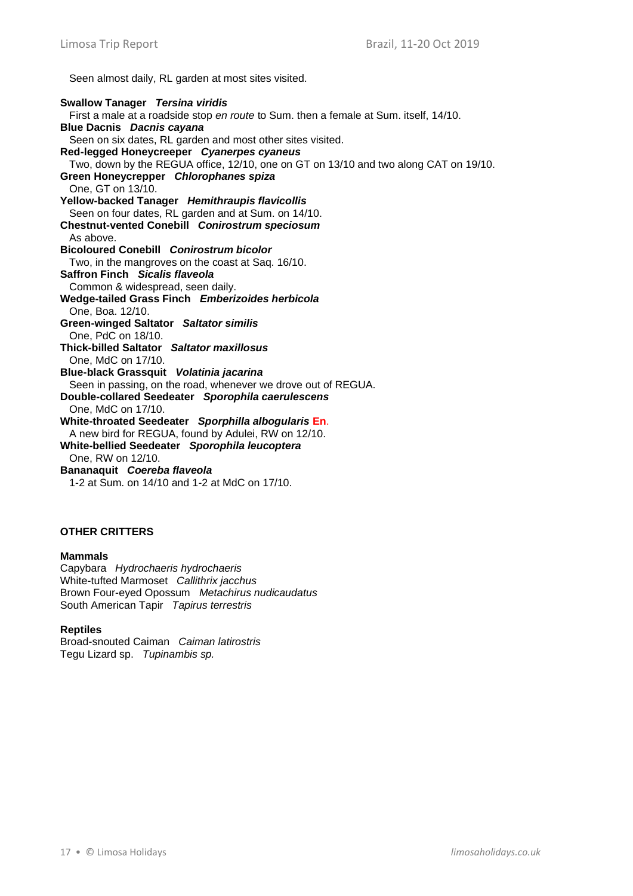Seen almost daily, RL garden at most sites visited.

**Swallow Tanager** ***Tersina viridis***
First a male at a roadside stop *en route* to Sum. then a female at Sum. itself, 14/10.

**Blue Dacnis** ***Dacnis cayana***
Seen on six dates, RL garden and most other sites visited.

**Red-legged Honeycreeper** ***Cyanerpes cyaneus***
Two, down by the REGUA office, 12/10, one on GT on 13/10 and two along CAT on 19/10.

**Green Honeycrepper** ***Chlorophanes spiza***
One, GT on 13/10.

**Yellow-backed Tanager** ***Hemithraupis flavicollis***
Seen on four dates, RL garden and at Sum. on 14/10.

**Chestnut-vented Conebill** ***Conirostrum speciosum***
As above.

**Bicoloured Conebill** ***Conirostrum bicolor***
Two, in the mangroves on the coast at Saq. 16/10.

**Saffron Finch** ***Sicalis flaveola***
Common & widespread, seen daily.

**Wedge-tailed Grass Finch** ***Emberizoides herbicola***
One, Boa. 12/10.

**Green-winged Saltator** ***Saltator similis***
One, PdC on 18/10.

**Thick-billed Saltator** ***Saltator maxillosus***
One, MdC on 17/10.

**Blue-black Grassquit** ***Volatinia jacarina***
Seen in passing, on the road, whenever we drove out of REGUA.

**Double-collared Seedeater** ***Sporophila caerulescens***
One, MdC on 17/10.

**White-throated Seedeater** ***Sporphilla albogularis*** **En**.
A new bird for REGUA, found by Adulei, RW on 12/10.

**White-bellied Seedeater** ***Sporophila leucoptera***
One, RW on 12/10.

**Bananaquit** ***Coereba flaveola***
1-2 at Sum. on 14/10 and 1-2 at MdC on 17/10.

## OTHER CRITTERS

### Mammals

Capybara *Hydrochaeris hydrochaeris*
White-tufted Marmoset *Callithrix jacchus*
Brown Four-eyed Opossum *Metachirus nudicaudatus*
South American Tapir *Tapirus terrestris*

### Reptiles

Broad-snouted Caiman *Caiman latirostris*
Tegu Lizard sp. *Tupinambis sp.*